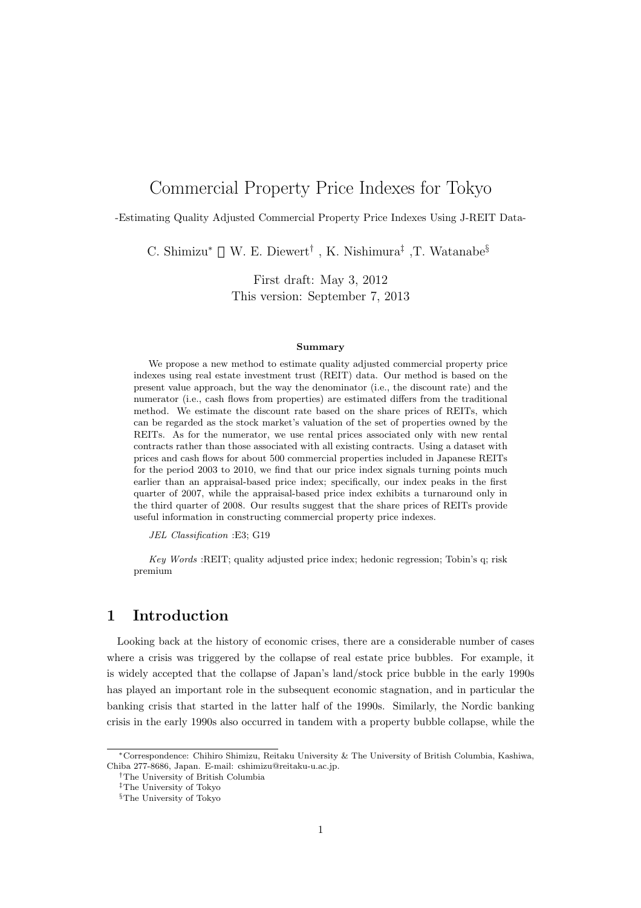# Commercial Property Price Indexes for Tokyo

-Estimating Quality Adjusted Commercial Property Price Indexes Using J-REIT Data-

C. Shimizu[*] , W. E. Diewert[†] , K. Nishimura[‡] ,T. Watanabe[§]

First draft: May 3, 2012
This version: September 7, 2013

**Summary**

We propose a new method to estimate quality adjusted commercial property price indexes using real estate investment trust (REIT) data. Our method is based on the present value approach, but the way the denominator (i.e., the discount rate) and the numerator (i.e., cash flows from properties) are estimated differs from the traditional method. We estimate the discount rate based on the share prices of REITs, which can be regarded as the stock market's valuation of the set of properties owned by the REITs. As for the numerator, we use rental prices associated only with new rental contracts rather than those associated with all existing contracts. Using a dataset with prices and cash flows for about 500 commercial properties included in Japanese REITs for the period 2003 to 2010, we find that our price index signals turning points much earlier than an appraisal-based price index; specifically, our index peaks in the first quarter of 2007, while the appraisal-based price index exhibits a turnaround only in the third quarter of 2008. Our results suggest that the share prices of REITs provide useful information in constructing commercial property price indexes.

*JEL Classification* :E3; G19

*Key Words* :REIT; quality adjusted price index; hedonic regression; Tobin's q; risk premium

## 1 Introduction

Looking back at the history of economic crises, there are a considerable number of cases where a crisis was triggered by the collapse of real estate price bubbles. For example, it is widely accepted that the collapse of Japan's land/stock price bubble in the early 1990s has played an important role in the subsequent economic stagnation, and in particular the banking crisis that started in the latter half of the 1990s. Similarly, the Nordic banking crisis in the early 1990s also occurred in tandem with a property bubble collapse, while the

---

[*] Correspondence: Chihiro Shimizu, Reitaku University & The University of British Columbia, Kashiwa, Chiba 277-8686, Japan. E-mail: cshimizu@reitaku-u.ac.jp.

[†] The University of British Columbia

[‡] The University of Tokyo

[§] The University of Tokyo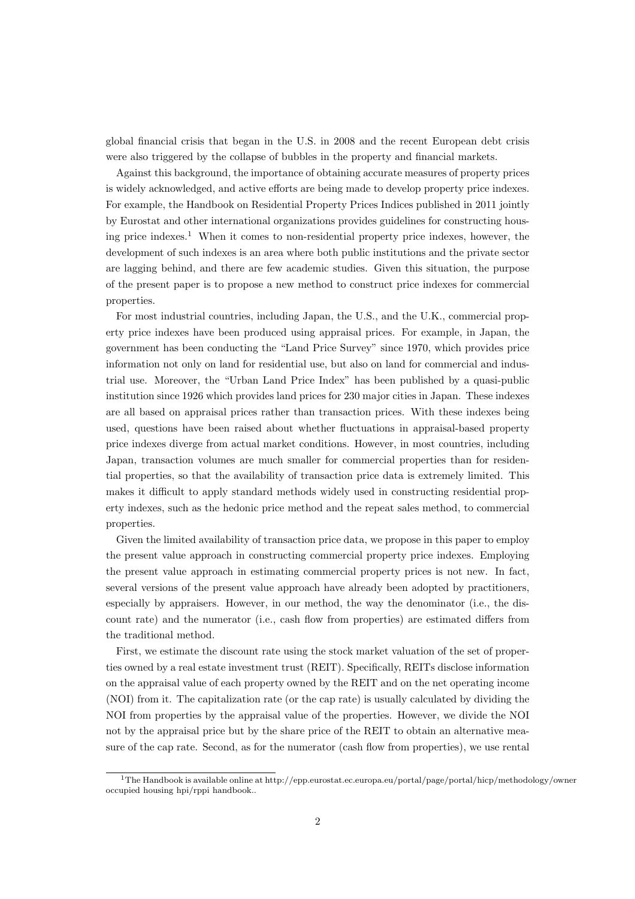global financial crisis that began in the U.S. in 2008 and the recent European debt crisis were also triggered by the collapse of bubbles in the property and financial markets.

Against this background, the importance of obtaining accurate measures of property prices is widely acknowledged, and active efforts are being made to develop property price indexes. For example, the Handbook on Residential Property Prices Indices published in 2011 jointly by Eurostat and other international organizations provides guidelines for constructing housing price indexes.[1] When it comes to non-residential property price indexes, however, the development of such indexes is an area where both public institutions and the private sector are lagging behind, and there are few academic studies. Given this situation, the purpose of the present paper is to propose a new method to construct price indexes for commercial properties.

For most industrial countries, including Japan, the U.S., and the U.K., commercial property price indexes have been produced using appraisal prices. For example, in Japan, the government has been conducting the "Land Price Survey" since 1970, which provides price information not only on land for residential use, but also on land for commercial and industrial use. Moreover, the "Urban Land Price Index" has been published by a quasi-public institution since 1926 which provides land prices for 230 major cities in Japan. These indexes are all based on appraisal prices rather than transaction prices. With these indexes being used, questions have been raised about whether fluctuations in appraisal-based property price indexes diverge from actual market conditions. However, in most countries, including Japan, transaction volumes are much smaller for commercial properties than for residential properties, so that the availability of transaction price data is extremely limited. This makes it difficult to apply standard methods widely used in constructing residential property indexes, such as the hedonic price method and the repeat sales method, to commercial properties.

Given the limited availability of transaction price data, we propose in this paper to employ the present value approach in constructing commercial property price indexes. Employing the present value approach in estimating commercial property prices is not new. In fact, several versions of the present value approach have already been adopted by practitioners, especially by appraisers. However, in our method, the way the denominator (i.e., the discount rate) and the numerator (i.e., cash flow from properties) are estimated differs from the traditional method.

First, we estimate the discount rate using the stock market valuation of the set of properties owned by a real estate investment trust (REIT). Specifically, REITs disclose information on the appraisal value of each property owned by the REIT and on the net operating income (NOI) from it. The capitalization rate (or the cap rate) is usually calculated by dividing the NOI from properties by the appraisal value of the properties. However, we divide the NOI not by the appraisal price but by the share price of the REIT to obtain an alternative measure of the cap rate. Second, as for the numerator (cash flow from properties), we use rental

[1] The Handbook is available online at http://epp.eurostat.ec.europa.eu/portal/page/portal/hicp/methodology/owner occupied housing hpi/rppi handbook..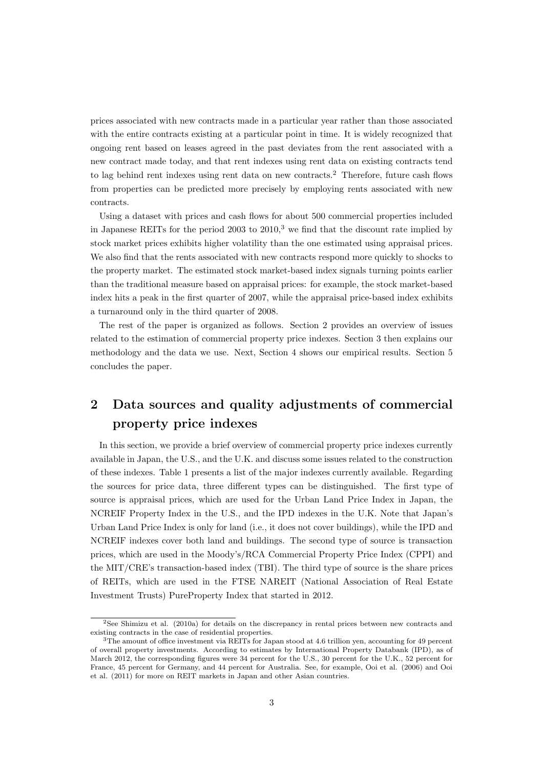prices associated with new contracts made in a particular year rather than those associated with the entire contracts existing at a particular point in time. It is widely recognized that ongoing rent based on leases agreed in the past deviates from the rent associated with a new contract made today, and that rent indexes using rent data on existing contracts tend to lag behind rent indexes using rent data on new contracts.[2] Therefore, future cash flows from properties can be predicted more precisely by employing rents associated with new contracts.

Using a dataset with prices and cash flows for about 500 commercial properties included in Japanese REITs for the period 2003 to 2010,[3] we find that the discount rate implied by stock market prices exhibits higher volatility than the one estimated using appraisal prices. We also find that the rents associated with new contracts respond more quickly to shocks to the property market. The estimated stock market-based index signals turning points earlier than the traditional measure based on appraisal prices: for example, the stock market-based index hits a peak in the first quarter of 2007, while the appraisal price-based index exhibits a turnaround only in the third quarter of 2008.

The rest of the paper is organized as follows. Section 2 provides an overview of issues related to the estimation of commercial property price indexes. Section 3 then explains our methodology and the data we use. Next, Section 4 shows our empirical results. Section 5 concludes the paper.

# 2 Data sources and quality adjustments of commercial property price indexes

In this section, we provide a brief overview of commercial property price indexes currently available in Japan, the U.S., and the U.K. and discuss some issues related to the construction of these indexes. Table 1 presents a list of the major indexes currently available. Regarding the sources for price data, three different types can be distinguished. The first type of source is appraisal prices, which are used for the Urban Land Price Index in Japan, the NCREIF Property Index in the U.S., and the IPD indexes in the U.K. Note that Japan's Urban Land Price Index is only for land (i.e., it does not cover buildings), while the IPD and NCREIF indexes cover both land and buildings. The second type of source is transaction prices, which are used in the Moody's/RCA Commercial Property Price Index (CPPI) and the MIT/CRE's transaction-based index (TBI). The third type of source is the share prices of REITs, which are used in the FTSE NAREIT (National Association of Real Estate Investment Trusts) PureProperty Index that started in 2012.

---

[2] See Shimizu et al. (2010a) for details on the discrepancy in rental prices between new contracts and existing contracts in the case of residential properties.

[3] The amount of office investment via REITs for Japan stood at 4.6 trillion yen, accounting for 49 percent of overall property investments. According to estimates by International Property Databank (IPD), as of March 2012, the corresponding figures were 34 percent for the U.S., 30 percent for the U.K., 52 percent for France, 45 percent for Germany, and 44 percent for Australia. See, for example, Ooi et al. (2006) and Ooi et al. (2011) for more on REIT markets in Japan and other Asian countries.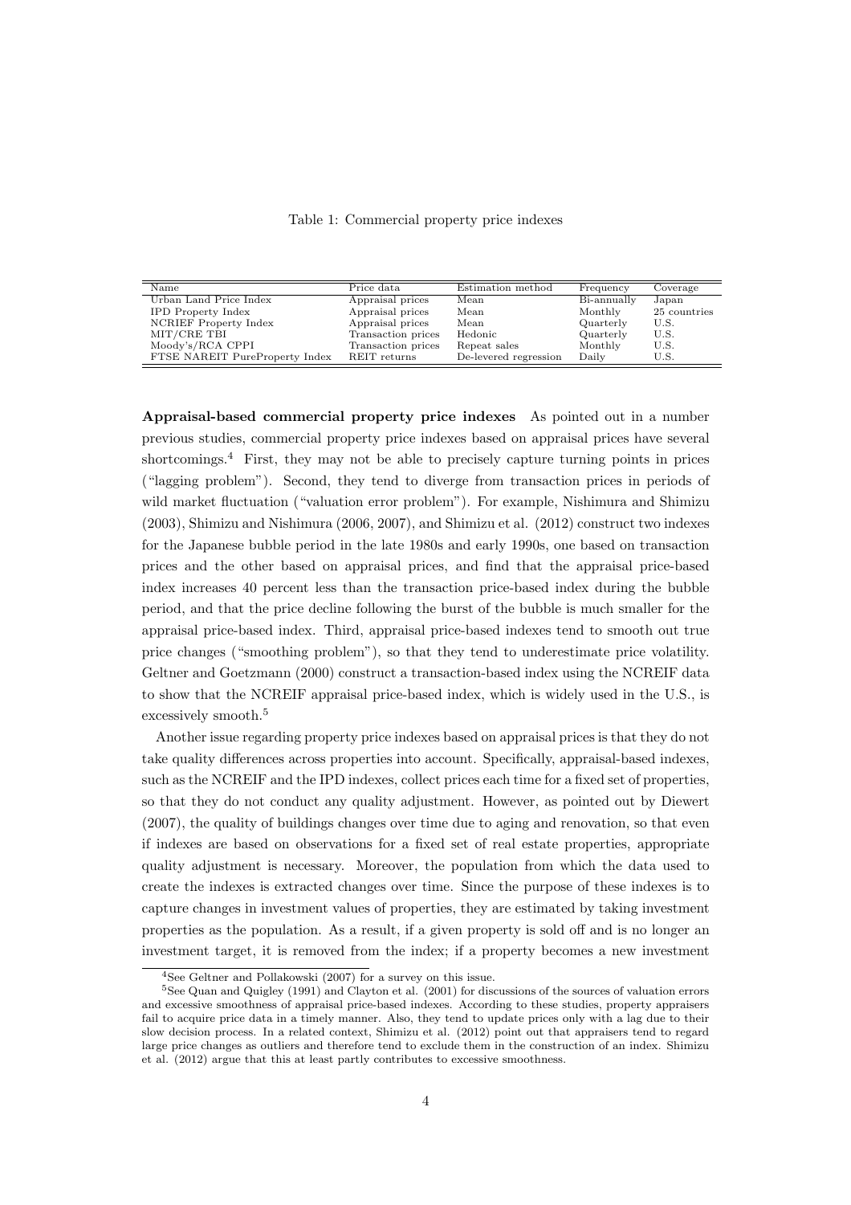Table 1: Commercial property price indexes

| Name | Price data | Estimation method | Frequency | Coverage |
|---|---|---|---|---|
| Urban Land Price Index | Appraisal prices | Mean | Bi-annually | Japan |
| IPD Property Index | Appraisal prices | Mean | Monthly | 25 countries |
| NCRIEF Property Index | Appraisal prices | Mean | Quarterly | U.S. |
| MIT/CRE TBI | Transaction prices | Hedonic | Quarterly | U.S. |
| Moody's/RCA CPPI | Transaction prices | Repeat sales | Monthly | U.S. |
| FTSE NAREIT PureProperty Index | REIT returns | De-levered regression | Daily | U.S. |

**Appraisal-based commercial property price indexes** As pointed out in a number previous studies, commercial property price indexes based on appraisal prices have several shortcomings.[4] First, they may not be able to precisely capture turning points in prices ("lagging problem"). Second, they tend to diverge from transaction prices in periods of wild market fluctuation ("valuation error problem"). For example, Nishimura and Shimizu (2003), Shimizu and Nishimura (2006, 2007), and Shimizu et al. (2012) construct two indexes for the Japanese bubble period in the late 1980s and early 1990s, one based on transaction prices and the other based on appraisal prices, and find that the appraisal price-based index increases 40 percent less than the transaction price-based index during the bubble period, and that the price decline following the burst of the bubble is much smaller for the appraisal price-based index. Third, appraisal price-based indexes tend to smooth out true price changes ("smoothing problem"), so that they tend to underestimate price volatility. Geltner and Goetzmann (2000) construct a transaction-based index using the NCREIF data to show that the NCREIF appraisal price-based index, which is widely used in the U.S., is excessively smooth.[5]

Another issue regarding property price indexes based on appraisal prices is that they do not take quality differences across properties into account. Specifically, appraisal-based indexes, such as the NCREIF and the IPD indexes, collect prices each time for a fixed set of properties, so that they do not conduct any quality adjustment. However, as pointed out by Diewert (2007), the quality of buildings changes over time due to aging and renovation, so that even if indexes are based on observations for a fixed set of real estate properties, appropriate quality adjustment is necessary. Moreover, the population from which the data used to create the indexes is extracted changes over time. Since the purpose of these indexes is to capture changes in investment values of properties, they are estimated by taking investment properties as the population. As a result, if a given property is sold off and is no longer an investment target, it is removed from the index; if a property becomes a new investment

[4] See Geltner and Pollakowski (2007) for a survey on this issue.

[5] See Quan and Quigley (1991) and Clayton et al. (2001) for discussions of the sources of valuation errors and excessive smoothness of appraisal price-based indexes. According to these studies, property appraisers fail to acquire price data in a timely manner. Also, they tend to update prices only with a lag due to their slow decision process. In a related context, Shimizu et al. (2012) point out that appraisers tend to regard large price changes as outliers and therefore tend to exclude them in the construction of an index. Shimizu et al. (2012) argue that this at least partly contributes to excessive smoothness.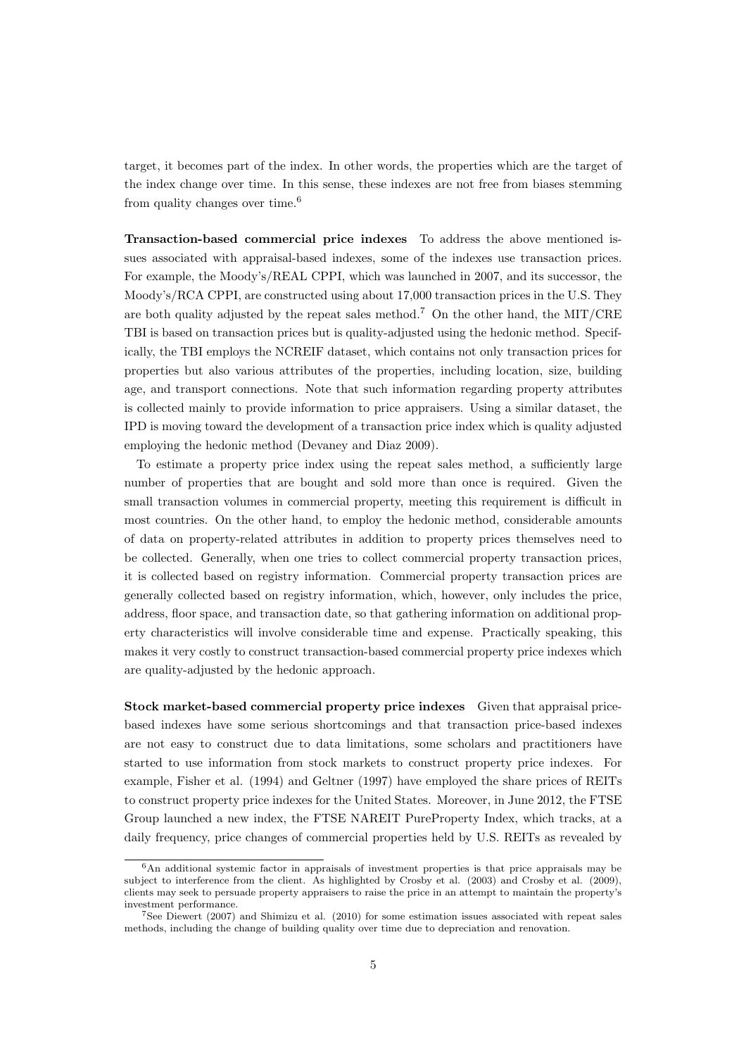target, it becomes part of the index. In other words, the properties which are the target of the index change over time. In this sense, these indexes are not free from biases stemming from quality changes over time.[6]

**Transaction-based commercial price indexes** To address the above mentioned issues associated with appraisal-based indexes, some of the indexes use transaction prices. For example, the Moody's/REAL CPPI, which was launched in 2007, and its successor, the Moody's/RCA CPPI, are constructed using about 17,000 transaction prices in the U.S. They are both quality adjusted by the repeat sales method.[7] On the other hand, the MIT/CRE TBI is based on transaction prices but is quality-adjusted using the hedonic method. Specifically, the TBI employs the NCREIF dataset, which contains not only transaction prices for properties but also various attributes of the properties, including location, size, building age, and transport connections. Note that such information regarding property attributes is collected mainly to provide information to price appraisers. Using a similar dataset, the IPD is moving toward the development of a transaction price index which is quality adjusted employing the hedonic method (Devaney and Diaz 2009).

To estimate a property price index using the repeat sales method, a sufficiently large number of properties that are bought and sold more than once is required. Given the small transaction volumes in commercial property, meeting this requirement is difficult in most countries. On the other hand, to employ the hedonic method, considerable amounts of data on property-related attributes in addition to property prices themselves need to be collected. Generally, when one tries to collect commercial property transaction prices, it is collected based on registry information. Commercial property transaction prices are generally collected based on registry information, which, however, only includes the price, address, floor space, and transaction date, so that gathering information on additional property characteristics will involve considerable time and expense. Practically speaking, this makes it very costly to construct transaction-based commercial property price indexes which are quality-adjusted by the hedonic approach.

**Stock market-based commercial property price indexes** Given that appraisal price-based indexes have some serious shortcomings and that transaction price-based indexes are not easy to construct due to data limitations, some scholars and practitioners have started to use information from stock markets to construct property price indexes. For example, Fisher et al. (1994) and Geltner (1997) have employed the share prices of REITs to construct property price indexes for the United States. Moreover, in June 2012, the FTSE Group launched a new index, the FTSE NAREIT PureProperty Index, which tracks, at a daily frequency, price changes of commercial properties held by U.S. REITs as revealed by

[6] An additional systemic factor in appraisals of investment properties is that price appraisals may be subject to interference from the client. As highlighted by Crosby et al. (2003) and Crosby et al. (2009), clients may seek to persuade property appraisers to raise the price in an attempt to maintain the property's investment performance.

[7] See Diewert (2007) and Shimizu et al. (2010) for some estimation issues associated with repeat sales methods, including the change of building quality over time due to depreciation and renovation.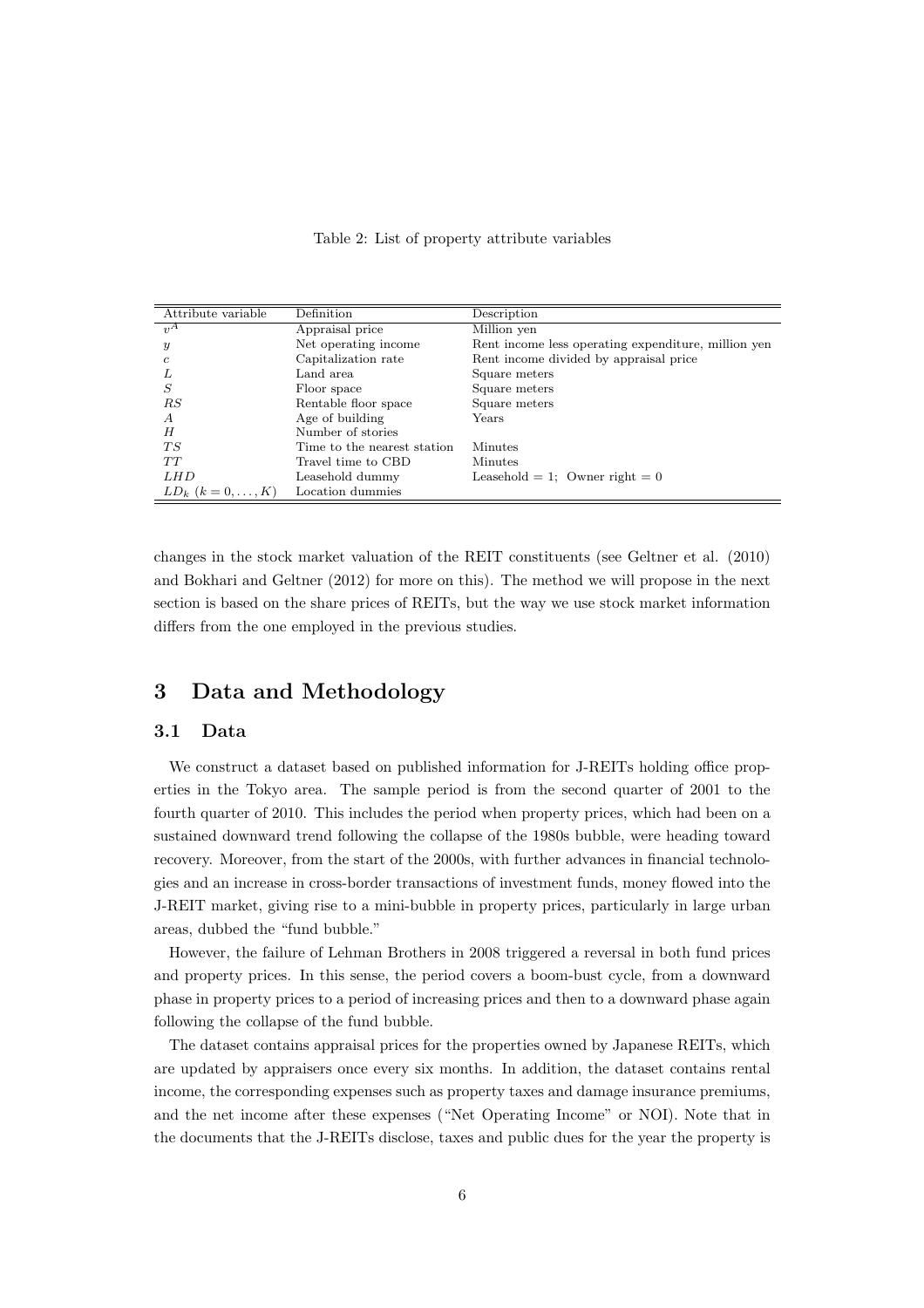Table 2: List of property attribute variables

| Attribute variable | Definition | Description |
|---|---|---|
| $v^A$ | Appraisal price | Million yen |
| $y$ | Net operating income | Rent income less operating expenditure, million yen |
| $c$ | Capitalization rate | Rent income divided by appraisal price |
| $L$ | Land area | Square meters |
| $S$ | Floor space | Square meters |
| $RS$ | Rentable floor space | Square meters |
| $A$ | Age of building | Years |
| $H$ | Number of stories | |
| $TS$ | Time to the nearest station | Minutes |
| $TT$ | Travel time to CBD | Minutes |
| $LHD$ | Leasehold dummy | Leasehold = 1; Owner right = 0 |
| $LD_k$ $(k = 0, \ldots, K)$ | Location dummies | |

changes in the stock market valuation of the REIT constituents (see Geltner et al. (2010) and Bokhari and Geltner (2012) for more on this). The method we will propose in the next section is based on the share prices of REITs, but the way we use stock market information differs from the one employed in the previous studies.

# 3 Data and Methodology

## 3.1 Data

We construct a dataset based on published information for J-REITs holding office properties in the Tokyo area. The sample period is from the second quarter of 2001 to the fourth quarter of 2010. This includes the period when property prices, which had been on a sustained downward trend following the collapse of the 1980s bubble, were heading toward recovery. Moreover, from the start of the 2000s, with further advances in financial technologies and an increase in cross-border transactions of investment funds, money flowed into the J-REIT market, giving rise to a mini-bubble in property prices, particularly in large urban areas, dubbed the "fund bubble."

However, the failure of Lehman Brothers in 2008 triggered a reversal in both fund prices and property prices. In this sense, the period covers a boom-bust cycle, from a downward phase in property prices to a period of increasing prices and then to a downward phase again following the collapse of the fund bubble.

The dataset contains appraisal prices for the properties owned by Japanese REITs, which are updated by appraisers once every six months. In addition, the dataset contains rental income, the corresponding expenses such as property taxes and damage insurance premiums, and the net income after these expenses ("Net Operating Income" or NOI). Note that in the documents that the J-REITs disclose, taxes and public dues for the year the property is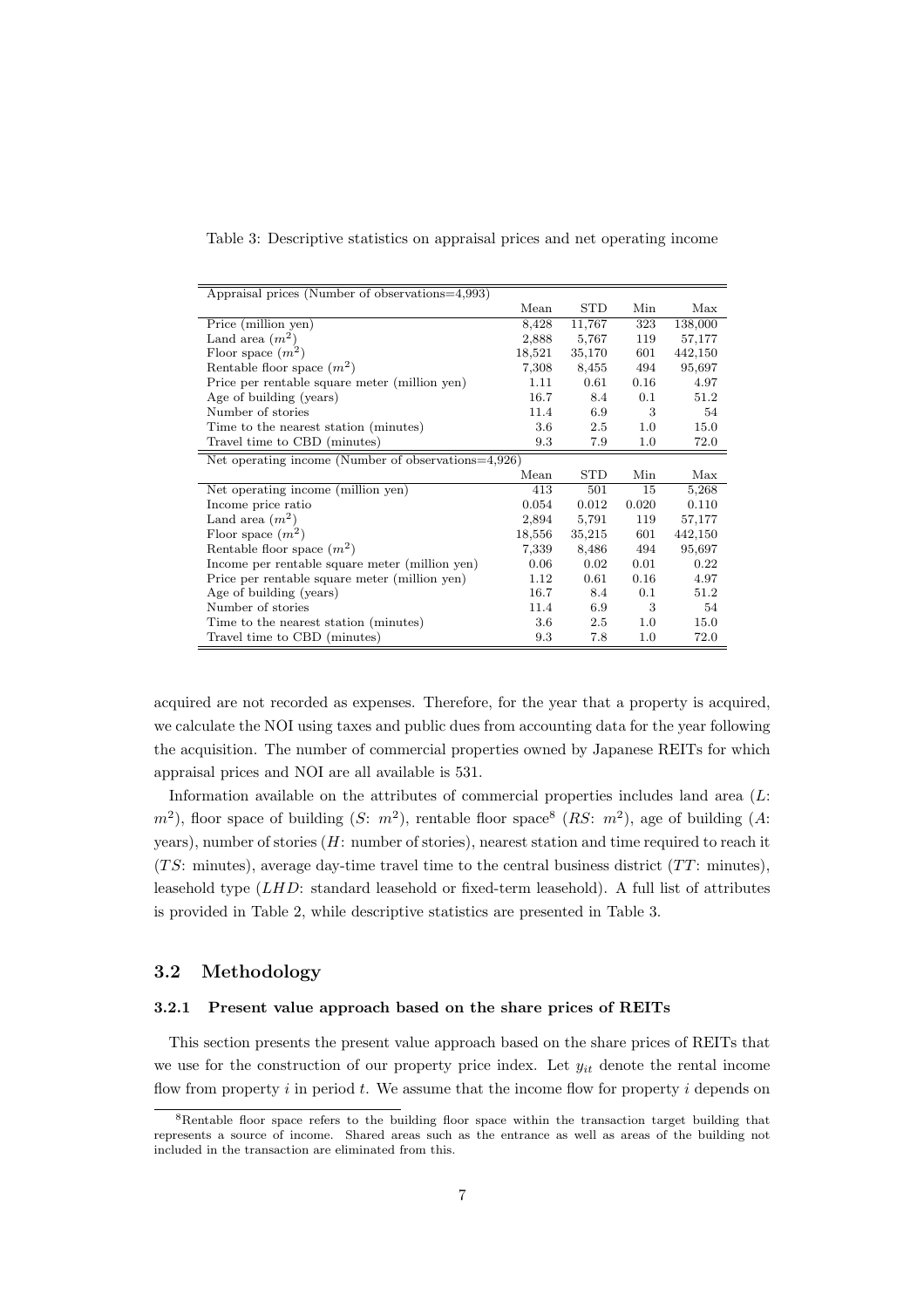Table 3: Descriptive statistics on appraisal prices and net operating income

| Appraisal prices (Number of observations=4,993) | | | | |
|---|---|---|---|---|
| | Mean | STD | Min | Max |
| Price (million yen) | 8,428 | 11,767 | 323 | 138,000 |
| Land area ($m^2$) | 2,888 | 5,767 | 119 | 57,177 |
| Floor space ($m^2$) | 18,521 | 35,170 | 601 | 442,150 |
| Rentable floor space ($m^2$) | 7,308 | 8,455 | 494 | 95,697 |
| Price per rentable square meter (million yen) | 1.11 | 0.61 | 0.16 | 4.97 |
| Age of building (years) | 16.7 | 8.4 | 0.1 | 51.2 |
| Number of stories | 11.4 | 6.9 | 3 | 54 |
| Time to the nearest station (minutes) | 3.6 | 2.5 | 1.0 | 15.0 |
| Travel time to CBD (minutes) | 9.3 | 7.9 | 1.0 | 72.0 |
| **Net operating income (Number of observations=4,926)** | | | | |
| | Mean | STD | Min | Max |
| Net operating income (million yen) | 413 | 501 | 15 | 5,268 |
| Income price ratio | 0.054 | 0.012 | 0.020 | 0.110 |
| Land area ($m^2$) | 2,894 | 5,791 | 119 | 57,177 |
| Floor space ($m^2$) | 18,556 | 35,215 | 601 | 442,150 |
| Rentable floor space ($m^2$) | 7,339 | 8,486 | 494 | 95,697 |
| Income per rentable square meter (million yen) | 0.06 | 0.02 | 0.01 | 0.22 |
| Price per rentable square meter (million yen) | 1.12 | 0.61 | 0.16 | 4.97 |
| Age of building (years) | 16.7 | 8.4 | 0.1 | 51.2 |
| Number of stories | 11.4 | 6.9 | 3 | 54 |
| Time to the nearest station (minutes) | 3.6 | 2.5 | 1.0 | 15.0 |
| Travel time to CBD (minutes) | 9.3 | 7.8 | 1.0 | 72.0 |

acquired are not recorded as expenses. Therefore, for the year that a property is acquired, we calculate the NOI using taxes and public dues from accounting data for the year following the acquisition. The number of commercial properties owned by Japanese REITs for which appraisal prices and NOI are all available is 531.

Information available on the attributes of commercial properties includes land area ($L$: $m^2$), floor space of building ($S$: $m^2$), rentable floor space[8] ($RS$: $m^2$), age of building ($A$: years), number of stories ($H$: number of stories), nearest station and time required to reach it ($TS$: minutes), average day-time travel time to the central business district ($TT$: minutes), leasehold type ($LHD$: standard leasehold or fixed-term leasehold). A full list of attributes is provided in Table 2, while descriptive statistics are presented in Table 3.

## 3.2 Methodology

### 3.2.1 Present value approach based on the share prices of REITs

This section presents the present value approach based on the share prices of REITs that we use for the construction of our property price index. Let $y_{it}$ denote the rental income flow from property $i$ in period $t$. We assume that the income flow for property $i$ depends on

[8] Rentable floor space refers to the building floor space within the transaction target building that represents a source of income. Shared areas such as the entrance as well as areas of the building not included in the transaction are eliminated from this.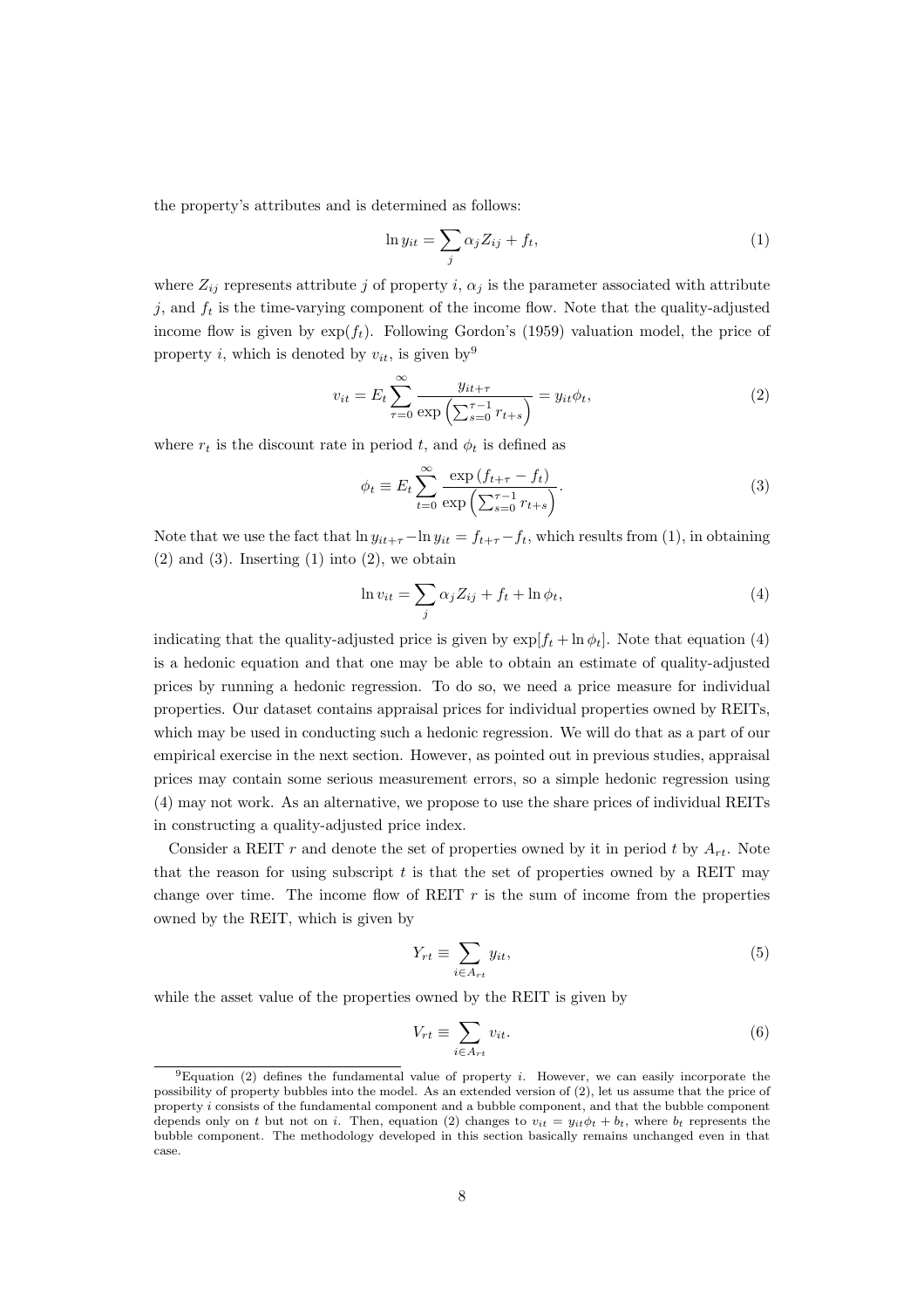the property's attributes and is determined as follows:

$$\ln y_{it} = \sum_j \alpha_j Z_{ij} + f_t, \tag{1}$$

where $Z_{ij}$ represents attribute $j$ of property $i$, $\alpha_j$ is the parameter associated with attribute $j$, and $f_t$ is the time-varying component of the income flow. Note that the quality-adjusted income flow is given by $\exp(f_t)$. Following Gordon's (1959) valuation model, the price of property $i$, which is denoted by $v_{it}$, is given by[9]

$$v_{it} = E_t \sum_{\tau=0}^{\infty} \frac{y_{it+\tau}}{\exp\left(\sum_{s=0}^{\tau-1} r_{t+s}\right)} = y_{it}\phi_t, \tag{2}$$

where $r_t$ is the discount rate in period $t$, and $\phi_t$ is defined as

$$\phi_t \equiv E_t \sum_{t=0}^{\infty} \frac{\exp\left(f_{t+\tau} - f_t\right)}{\exp\left(\sum_{s=0}^{\tau-1} r_{t+s}\right)}. \tag{3}$$

Note that we use the fact that $\ln y_{it+\tau} - \ln y_{it} = f_{t+\tau} - f_t$, which results from (1), in obtaining (2) and (3). Inserting (1) into (2), we obtain

$$\ln v_{it} = \sum_j \alpha_j Z_{ij} + f_t + \ln \phi_t, \tag{4}$$

indicating that the quality-adjusted price is given by $\exp[f_t + \ln \phi_t]$. Note that equation (4) is a hedonic equation and that one may be able to obtain an estimate of quality-adjusted prices by running a hedonic regression. To do so, we need a price measure for individual properties. Our dataset contains appraisal prices for individual properties owned by REITs, which may be used in conducting such a hedonic regression. We will do that as a part of our empirical exercise in the next section. However, as pointed out in previous studies, appraisal prices may contain some serious measurement errors, so a simple hedonic regression using (4) may not work. As an alternative, we propose to use the share prices of individual REITs in constructing a quality-adjusted price index.

Consider a REIT $r$ and denote the set of properties owned by it in period $t$ by $A_{rt}$. Note that the reason for using subscript $t$ is that the set of properties owned by a REIT may change over time. The income flow of REIT $r$ is the sum of income from the properties owned by the REIT, which is given by

$$Y_{rt} \equiv \sum_{i \in A_{rt}} y_{it}, \tag{5}$$

while the asset value of the properties owned by the REIT is given by

$$V_{rt} \equiv \sum_{i \in A_{rt}} v_{it}. \tag{6}$$

[9]Equation (2) defines the fundamental value of property $i$. However, we can easily incorporate the possibility of property bubbles into the model. As an extended version of (2), let us assume that the price of property $i$ consists of the fundamental component and a bubble component, and that the bubble component depends only on $t$ but not on $i$. Then, equation (2) changes to $v_{it} = y_{it}\phi_t + b_t$, where $b_t$ represents the bubble component. The methodology developed in this section basically remains unchanged even in that case.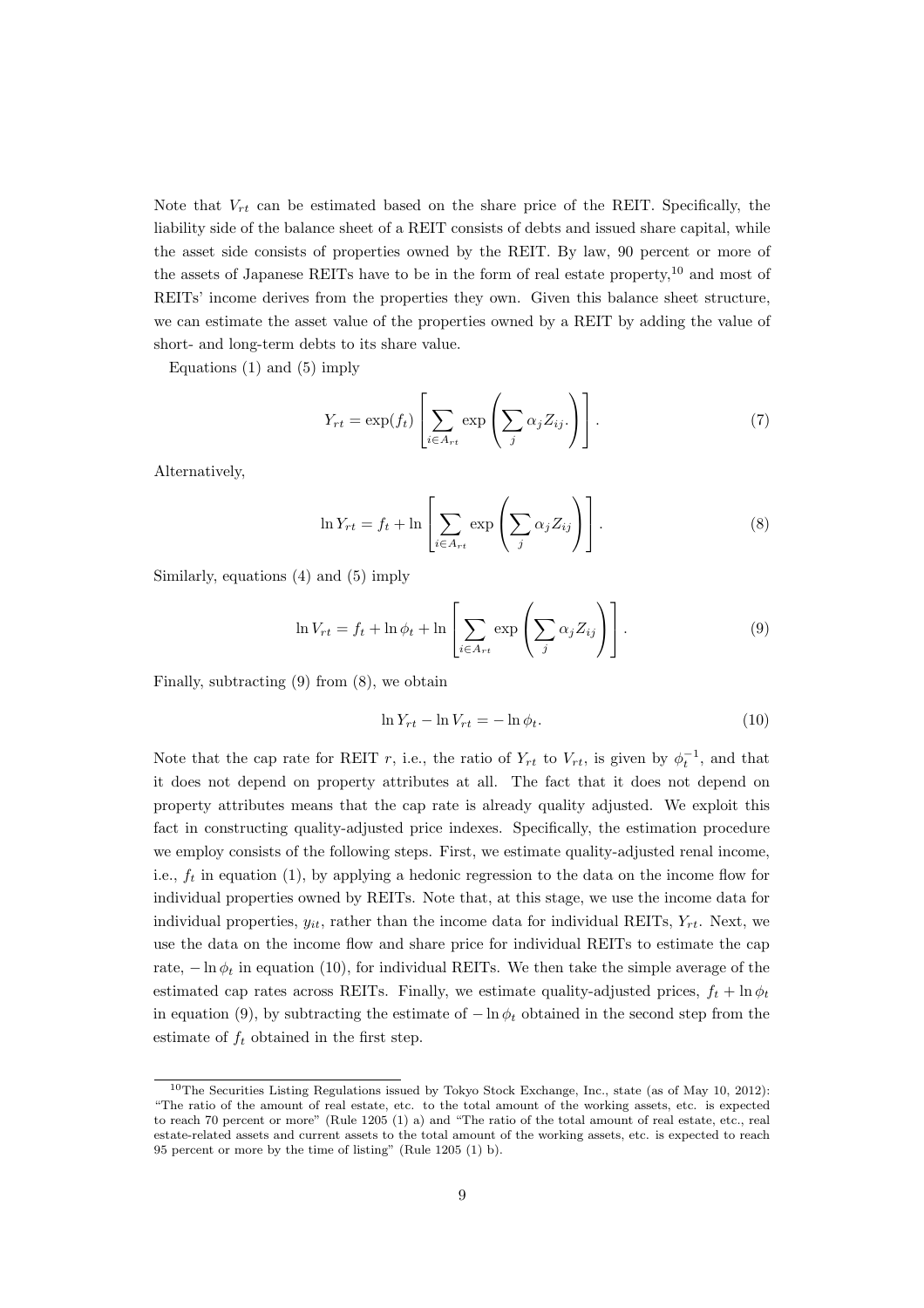Note that $V_{rt}$ can be estimated based on the share price of the REIT. Specifically, the liability side of the balance sheet of a REIT consists of debts and issued share capital, while the asset side consists of properties owned by the REIT. By law, 90 percent or more of the assets of Japanese REITs have to be in the form of real estate property,[10] and most of REITs' income derives from the properties they own. Given this balance sheet structure, we can estimate the asset value of the properties owned by a REIT by adding the value of short- and long-term debts to its share value.

Equations (1) and (5) imply

$$Y_{rt} = \exp(f_t) \left[ \sum_{i \in A_{rt}} \exp\left( \sum_j \alpha_j Z_{ij}. \right) \right]. \tag{7}$$

Alternatively,

$$\ln Y_{rt} = f_t + \ln \left[ \sum_{i \in A_{rt}} \exp\left( \sum_j \alpha_j Z_{ij} \right) \right]. \tag{8}$$

Similarly, equations (4) and (5) imply

$$\ln V_{rt} = f_t + \ln \phi_t + \ln \left[ \sum_{i \in A_{rt}} \exp\left( \sum_j \alpha_j Z_{ij} \right) \right]. \tag{9}$$

Finally, subtracting (9) from (8), we obtain

$$\ln Y_{rt} - \ln V_{rt} = - \ln \phi_t. \tag{10}$$

Note that the cap rate for REIT $r$, i.e., the ratio of $Y_{rt}$ to $V_{rt}$, is given by $\phi_t^{-1}$, and that it does not depend on property attributes at all. The fact that it does not depend on property attributes means that the cap rate is already quality adjusted. We exploit this fact in constructing quality-adjusted price indexes. Specifically, the estimation procedure we employ consists of the following steps. First, we estimate quality-adjusted renal income, i.e., $f_t$ in equation (1), by applying a hedonic regression to the data on the income flow for individual properties owned by REITs. Note that, at this stage, we use the income data for individual properties, $y_{it}$, rather than the income data for individual REITs, $Y_{rt}$. Next, we use the data on the income flow and share price for individual REITs to estimate the cap rate, $-\ln \phi_t$ in equation (10), for individual REITs. We then take the simple average of the estimated cap rates across REITs. Finally, we estimate quality-adjusted prices, $f_t + \ln \phi_t$ in equation (9), by subtracting the estimate of $-\ln \phi_t$ obtained in the second step from the estimate of $f_t$ obtained in the first step.

[10] The Securities Listing Regulations issued by Tokyo Stock Exchange, Inc., state (as of May 10, 2012): "The ratio of the amount of real estate, etc. to the total amount of the working assets, etc. is expected to reach 70 percent or more" (Rule 1205 (1) a) and "The ratio of the total amount of real estate, etc., real estate-related assets and current assets to the total amount of the working assets, etc. is expected to reach 95 percent or more by the time of listing" (Rule 1205 (1) b).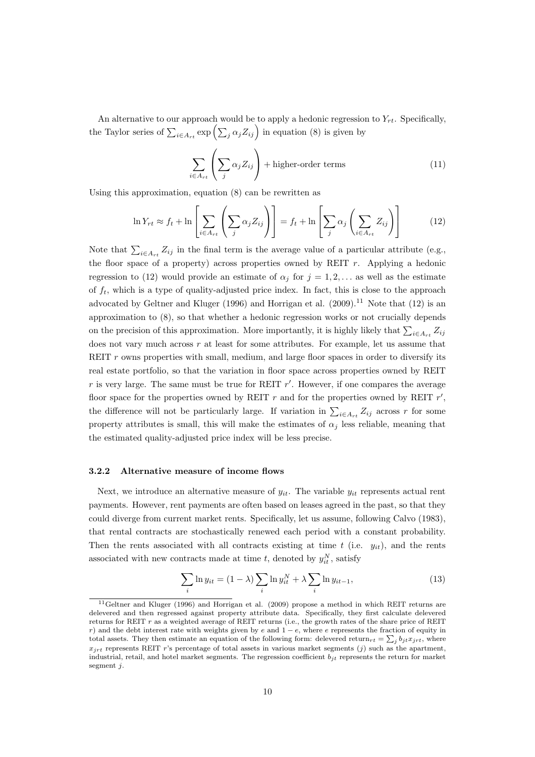An alternative to our approach would be to apply a hedonic regression to $Y_{rt}$. Specifically, the Taylor series of $\sum_{i \in A_{rt}} \exp\left(\sum_j \alpha_j Z_{ij}\right)$ in equation (8) is given by

$$\sum_{i \in A_{rt}} \left( \sum_j \alpha_j Z_{ij} \right) + \text{higher-order terms} \tag{11}$$

Using this approximation, equation (8) can be rewritten as

$$\ln Y_{rt} \approx f_t + \ln \left[ \sum_{i \in A_{rt}} \left( \sum_j \alpha_j Z_{ij} \right) \right] = f_t + \ln \left[ \sum_j \alpha_j \left( \sum_{i \in A_{rt}} Z_{ij} \right) \right] \tag{12}$$

Note that $\sum_{i \in A_{rt}} Z_{ij}$ in the final term is the average value of a particular attribute (e.g., the floor space of a property) across properties owned by REIT $r$. Applying a hedonic regression to (12) would provide an estimate of $\alpha_j$ for $j = 1, 2, \ldots$ as well as the estimate of $f_t$, which is a type of quality-adjusted price index. In fact, this is close to the approach advocated by Geltner and Kluger (1996) and Horrigan et al. (2009).[11] Note that (12) is an approximation to (8), so that whether a hedonic regression works or not crucially depends on the precision of this approximation. More importantly, it is highly likely that $\sum_{i \in A_{rt}} Z_{ij}$ does not vary much across $r$ at least for some attributes. For example, let us assume that REIT $r$ owns properties with small, medium, and large floor spaces in order to diversify its real estate portfolio, so that the variation in floor space across properties owned by REIT $r$ is very large. The same must be true for REIT $r'$. However, if one compares the average floor space for the properties owned by REIT $r$ and for the properties owned by REIT $r'$, the difference will not be particularly large. If variation in $\sum_{i \in A_{rt}} Z_{ij}$ across $r$ for some property attributes is small, this will make the estimates of $\alpha_j$ less reliable, meaning that the estimated quality-adjusted price index will be less precise.

### 3.2.2 Alternative measure of income flows

Next, we introduce an alternative measure of $y_{it}$. The variable $y_{it}$ represents actual rent payments. However, rent payments are often based on leases agreed in the past, so that they could diverge from current market rents. Specifically, let us assume, following Calvo (1983), that rental contracts are stochastically renewed each period with a constant probability. Then the rents associated with all contracts existing at time $t$ (i.e. $y_{it}$), and the rents associated with new contracts made at time $t$, denoted by $y_{it}^N$, satisfy

$$\sum_i \ln y_{it} = (1 - \lambda) \sum_i \ln y_{it}^N + \lambda \sum_i \ln y_{it-1}, \tag{13}$$

[11] Geltner and Kluger (1996) and Horrigan et al. (2009) propose a method in which REIT returns are delevered and then regressed against property attribute data. Specifically, they first calculate delevered returns for REIT $r$ as a weighted average of REIT returns (i.e., the growth rates of the share price of REIT $r$) and the debt interest rate with weights given by $e$ and $1 - e$, where $e$ represents the fraction of equity in total assets. They then estimate an equation of the following form: delevered return$_{rt} = \sum_j b_{jt} x_{jrt}$, where $x_{jrt}$ represents REIT $r$'s percentage of total assets in various market segments ($j$) such as the apartment, industrial, retail, and hotel market segments. The regression coefficient $b_{jt}$ represents the return for market segment $j$.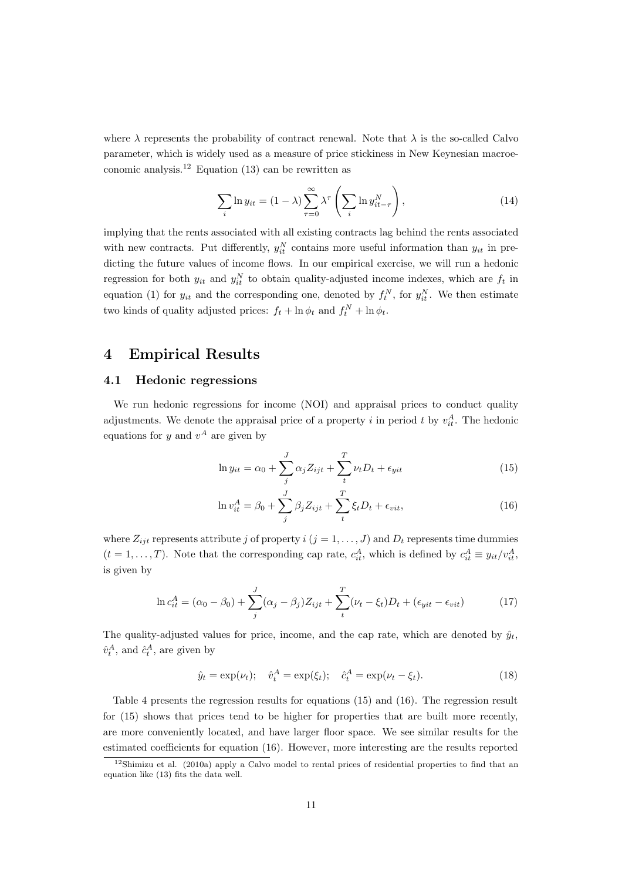where $\lambda$ represents the probability of contract renewal. Note that $\lambda$ is the so-called Calvo parameter, which is widely used as a measure of price stickiness in New Keynesian macroeconomic analysis.[12] Equation (13) can be rewritten as

$$\sum_i \ln y_{it} = (1-\lambda) \sum_{\tau=0}^{\infty} \lambda^\tau \left( \sum_i \ln y_{it-\tau}^N \right), \tag{14}$$

implying that the rents associated with all existing contracts lag behind the rents associated with new contracts. Put differently, $y_{it}^N$ contains more useful information than $y_{it}$ in predicting the future values of income flows. In our empirical exercise, we will run a hedonic regression for both $y_{it}$ and $y_{it}^N$ to obtain quality-adjusted income indexes, which are $f_t$ in equation (1) for $y_{it}$ and the corresponding one, denoted by $f_t^N$, for $y_{it}^N$. We then estimate two kinds of quality adjusted prices: $f_t + \ln \phi_t$ and $f_t^N + \ln \phi_t$.

# 4 Empirical Results

## 4.1 Hedonic regressions

We run hedonic regressions for income (NOI) and appraisal prices to conduct quality adjustments. We denote the appraisal price of a property $i$ in period $t$ by $v_{it}^A$. The hedonic equations for $y$ and $v^A$ are given by

$$\ln y_{it} = \alpha_0 + \sum_j^J \alpha_j Z_{ijt} + \sum_t^T \nu_t D_t + \epsilon_{yit} \tag{15}$$

$$\ln v_{it}^A = \beta_0 + \sum_j^J \beta_j Z_{ijt} + \sum_t^T \xi_t D_t + \epsilon_{vit}, \tag{16}$$

where $Z_{ijt}$ represents attribute $j$ of property $i$ ($j = 1, \ldots, J$) and $D_t$ represents time dummies ($t = 1, \ldots, T$). Note that the corresponding cap rate, $c_{it}^A$, which is defined by $c_{it}^A \equiv y_{it}/v_{it}^A$, is given by

$$\ln c_{it}^A = (\alpha_0 - \beta_0) + \sum_j^J (\alpha_j - \beta_j) Z_{ijt} + \sum_t^T (\nu_t - \xi_t) D_t + (\epsilon_{yit} - \epsilon_{vit}) \tag{17}$$

The quality-adjusted values for price, income, and the cap rate, which are denoted by $\hat{y}_t$, $\hat{v}_t^A$, and $\hat{c}_t^A$, are given by

$$\hat{y}_t = \exp(\nu_t); \quad \hat{v}_t^A = \exp(\xi_t); \quad \hat{c}_t^A = \exp(\nu_t - \xi_t). \tag{18}$$

Table 4 presents the regression results for equations (15) and (16). The regression result for (15) shows that prices tend to be higher for properties that are built more recently, are more conveniently located, and have larger floor space. We see similar results for the estimated coefficients for equation (16). However, more interesting are the results reported

[12] Shimizu et al. (2010a) apply a Calvo model to rental prices of residential properties to find that an equation like (13) fits the data well.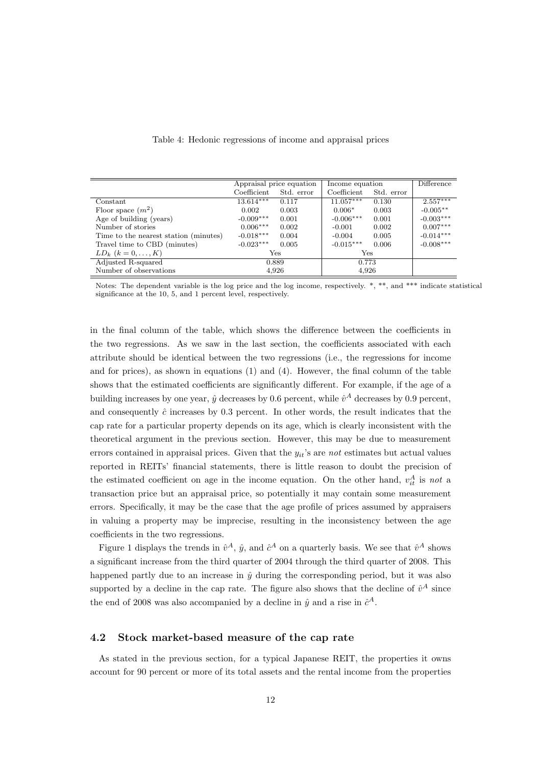Table 4: Hedonic regressions of income and appraisal prices

| | Appraisal price equation | | Income equation | | Difference |
|---|---|---|---|---|---|
| | Coefficient | Std. error | Coefficient | Std. error | |
| Constant | 13.614*** | 0.117 | 11.057*** | 0.130 | 2.557*** |
| Floor space ($m^2$) | 0.002 | 0.003 | 0.006* | 0.003 | -0.005** |
| Age of building (years) | -0.009*** | 0.001 | -0.006*** | 0.001 | -0.003*** |
| Number of stories | 0.006*** | 0.002 | -0.001 | 0.002 | 0.007*** |
| Time to the nearest station (minutes) | -0.018*** | 0.004 | -0.004 | 0.005 | -0.014*** |
| Travel time to CBD (minutes) | -0.023*** | 0.005 | -0.015*** | 0.006 | -0.008*** |
| $LD_k$ $(k = 0, \ldots, K)$ | Yes | | Yes | | |
| Adjusted R-squared | 0.889 | | 0.773 | | |
| Number of observations | 4,926 | | 4,926 | | |

Notes: The dependent variable is the log price and the log income, respectively. *, **, and *** indicate statistical significance at the 10, 5, and 1 percent level, respectively.

in the final column of the table, which shows the difference between the coefficients in the two regressions. As we saw in the last section, the coefficients associated with each attribute should be identical between the two regressions (i.e., the regressions for income and for prices), as shown in equations (1) and (4). However, the final column of the table shows that the estimated coefficients are significantly different. For example, if the age of a building increases by one year, $\hat{y}$ decreases by 0.6 percent, while $\hat{v}^A$ decreases by 0.9 percent, and consequently $\hat{c}$ increases by 0.3 percent. In other words, the result indicates that the cap rate for a particular property depends on its age, which is clearly inconsistent with the theoretical argument in the previous section. However, this may be due to measurement errors contained in appraisal prices. Given that the $y_{it}$'s are *not* estimates but actual values reported in REITs' financial statements, there is little reason to doubt the precision of the estimated coefficient on age in the income equation. On the other hand, $v_{it}^A$ is *not* a transaction price but an appraisal price, so potentially it may contain some measurement errors. Specifically, it may be the case that the age profile of prices assumed by appraisers in valuing a property may be imprecise, resulting in the inconsistency between the age coefficients in the two regressions.

Figure 1 displays the trends in $\hat{v}^A$, $\hat{y}$, and $\hat{c}^A$ on a quarterly basis. We see that $\hat{v}^A$ shows a significant increase from the third quarter of 2004 through the third quarter of 2008. This happened partly due to an increase in $\hat{y}$ during the corresponding period, but it was also supported by a decline in the cap rate. The figure also shows that the decline of $\hat{v}^A$ since the end of 2008 was also accompanied by a decline in $\hat{y}$ and a rise in $\hat{c}^A$.

### 4.2 Stock market-based measure of the cap rate

As stated in the previous section, for a typical Japanese REIT, the properties it owns account for 90 percent or more of its total assets and the rental income from the properties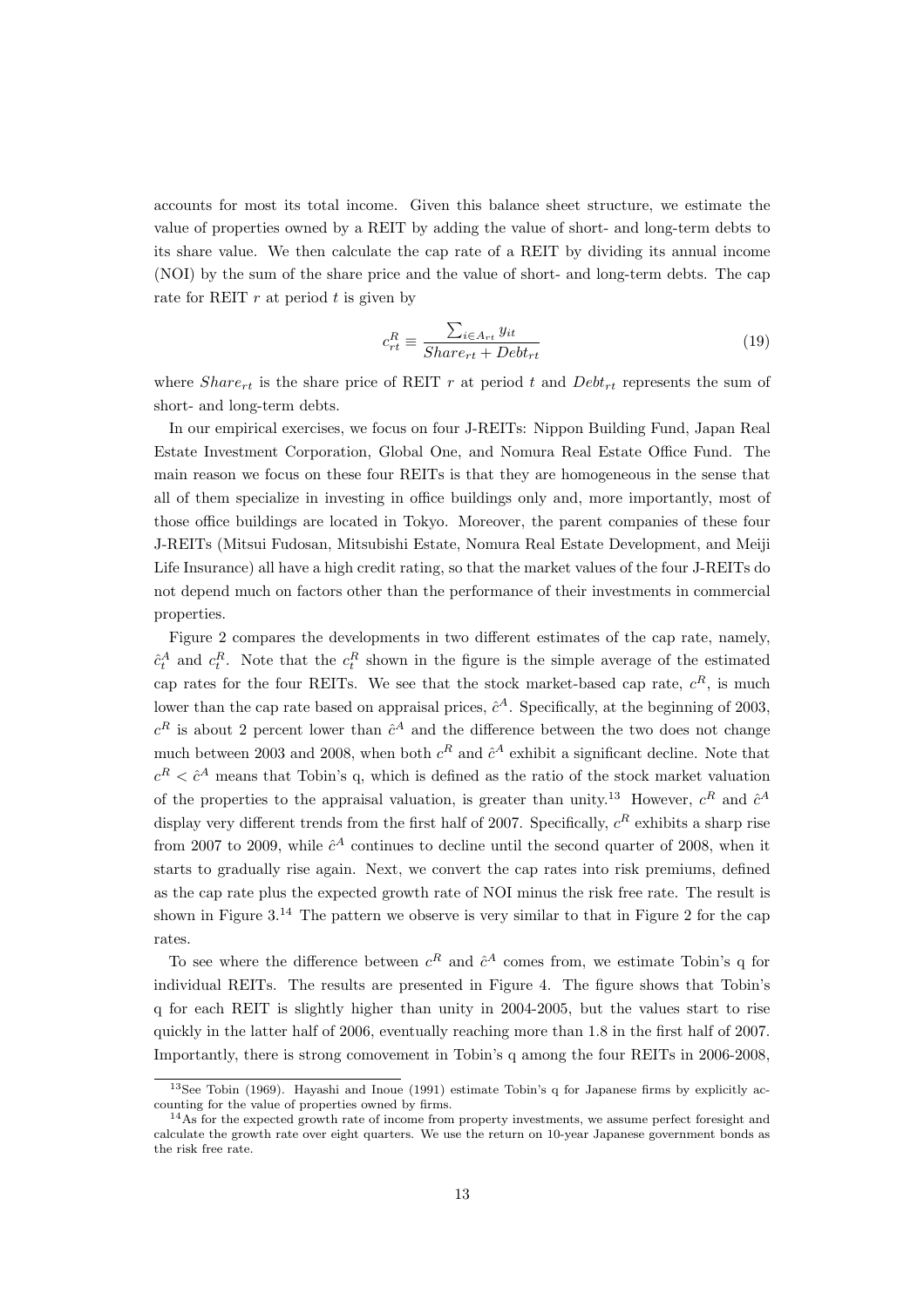accounts for most its total income. Given this balance sheet structure, we estimate the value of properties owned by a REIT by adding the value of short- and long-term debts to its share value. We then calculate the cap rate of a REIT by dividing its annual income (NOI) by the sum of the share price and the value of short- and long-term debts. The cap rate for REIT $r$ at period $t$ is given by

$$c_{rt}^{R} \equiv \frac{\sum_{i \in A_{rt}} y_{it}}{Share_{rt} + Debt_{rt}} \tag{19}$$

where $Share_{rt}$ is the share price of REIT $r$ at period $t$ and $Debt_{rt}$ represents the sum of short- and long-term debts.

In our empirical exercises, we focus on four J-REITs: Nippon Building Fund, Japan Real Estate Investment Corporation, Global One, and Nomura Real Estate Office Fund. The main reason we focus on these four REITs is that they are homogeneous in the sense that all of them specialize in investing in office buildings only and, more importantly, most of those office buildings are located in Tokyo. Moreover, the parent companies of these four J-REITs (Mitsui Fudosan, Mitsubishi Estate, Nomura Real Estate Development, and Meiji Life Insurance) all have a high credit rating, so that the market values of the four J-REITs do not depend much on factors other than the performance of their investments in commercial properties.

Figure 2 compares the developments in two different estimates of the cap rate, namely, $\hat{c}_t^A$ and $c_t^R$. Note that the $c_t^R$ shown in the figure is the simple average of the estimated cap rates for the four REITs. We see that the stock market-based cap rate, $c^R$, is much lower than the cap rate based on appraisal prices, $\hat{c}^A$. Specifically, at the beginning of 2003, $c^R$ is about 2 percent lower than $\hat{c}^A$ and the difference between the two does not change much between 2003 and 2008, when both $c^R$ and $\hat{c}^A$ exhibit a significant decline. Note that $c^R < \hat{c}^A$ means that Tobin's q, which is defined as the ratio of the stock market valuation of the properties to the appraisal valuation, is greater than unity.[13] However, $c^R$ and $\hat{c}^A$ display very different trends from the first half of 2007. Specifically, $c^R$ exhibits a sharp rise from 2007 to 2009, while $\hat{c}^A$ continues to decline until the second quarter of 2008, when it starts to gradually rise again. Next, we convert the cap rates into risk premiums, defined as the cap rate plus the expected growth rate of NOI minus the risk free rate. The result is shown in Figure 3.[14] The pattern we observe is very similar to that in Figure 2 for the cap rates.

To see where the difference between $c^R$ and $\hat{c}^A$ comes from, we estimate Tobin's q for individual REITs. The results are presented in Figure 4. The figure shows that Tobin's q for each REIT is slightly higher than unity in 2004-2005, but the values start to rise quickly in the latter half of 2006, eventually reaching more than 1.8 in the first half of 2007. Importantly, there is strong comovement in Tobin's q among the four REITs in 2006-2008,

[13] See Tobin (1969). Hayashi and Inoue (1991) estimate Tobin's q for Japanese firms by explicitly accounting for the value of properties owned by firms.

[14] As for the expected growth rate of income from property investments, we assume perfect foresight and calculate the growth rate over eight quarters. We use the return on 10-year Japanese government bonds as the risk free rate.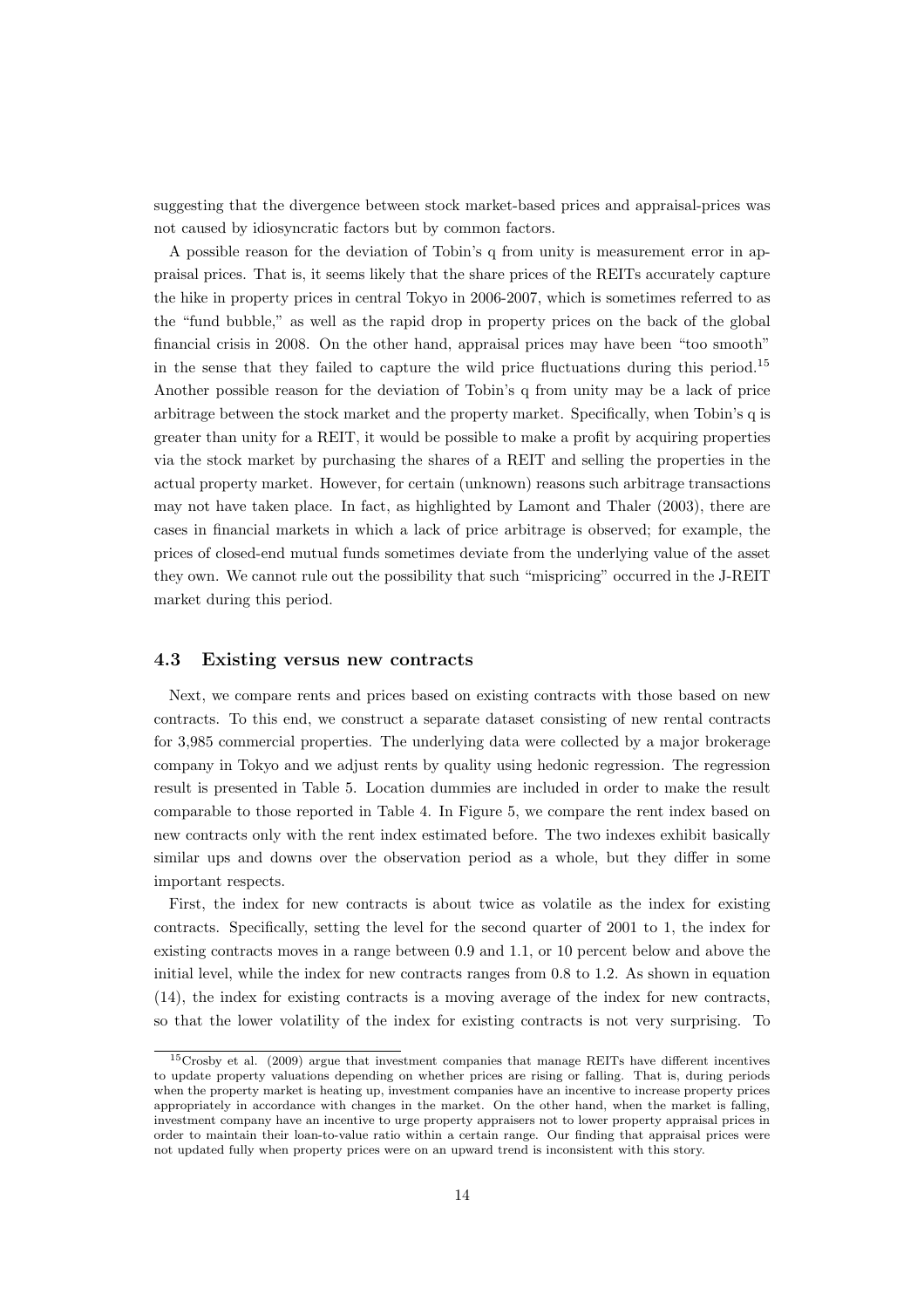suggesting that the divergence between stock market-based prices and appraisal-prices was not caused by idiosyncratic factors but by common factors.

A possible reason for the deviation of Tobin's q from unity is measurement error in appraisal prices. That is, it seems likely that the share prices of the REITs accurately capture the hike in property prices in central Tokyo in 2006-2007, which is sometimes referred to as the "fund bubble," as well as the rapid drop in property prices on the back of the global financial crisis in 2008. On the other hand, appraisal prices may have been "too smooth" in the sense that they failed to capture the wild price fluctuations during this period.[15] Another possible reason for the deviation of Tobin's q from unity may be a lack of price arbitrage between the stock market and the property market. Specifically, when Tobin's q is greater than unity for a REIT, it would be possible to make a profit by acquiring properties via the stock market by purchasing the shares of a REIT and selling the properties in the actual property market. However, for certain (unknown) reasons such arbitrage transactions may not have taken place. In fact, as highlighted by Lamont and Thaler (2003), there are cases in financial markets in which a lack of price arbitrage is observed; for example, the prices of closed-end mutual funds sometimes deviate from the underlying value of the asset they own. We cannot rule out the possibility that such "mispricing" occurred in the J-REIT market during this period.

### 4.3 Existing versus new contracts

Next, we compare rents and prices based on existing contracts with those based on new contracts. To this end, we construct a separate dataset consisting of new rental contracts for 3,985 commercial properties. The underlying data were collected by a major brokerage company in Tokyo and we adjust rents by quality using hedonic regression. The regression result is presented in Table 5. Location dummies are included in order to make the result comparable to those reported in Table 4. In Figure 5, we compare the rent index based on new contracts only with the rent index estimated before. The two indexes exhibit basically similar ups and downs over the observation period as a whole, but they differ in some important respects.

First, the index for new contracts is about twice as volatile as the index for existing contracts. Specifically, setting the level for the second quarter of 2001 to 1, the index for existing contracts moves in a range between 0.9 and 1.1, or 10 percent below and above the initial level, while the index for new contracts ranges from 0.8 to 1.2. As shown in equation (14), the index for existing contracts is a moving average of the index for new contracts, so that the lower volatility of the index for existing contracts is not very surprising. To

[15] Crosby et al. (2009) argue that investment companies that manage REITs have different incentives to update property valuations depending on whether prices are rising or falling. That is, during periods when the property market is heating up, investment companies have an incentive to increase property prices appropriately in accordance with changes in the market. On the other hand, when the market is falling, investment company have an incentive to urge property appraisers not to lower property appraisal prices in order to maintain their loan-to-value ratio within a certain range. Our finding that appraisal prices were not updated fully when property prices were on an upward trend is inconsistent with this story.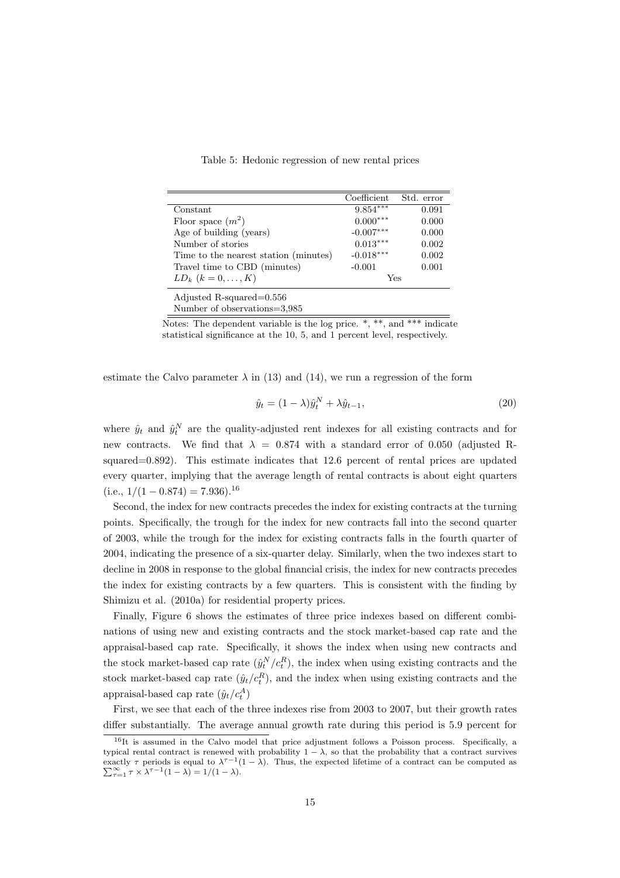Table 5: Hedonic regression of new rental prices

| | Coefficient | Std. error |
|---|---|---|
| Constant | 9.854*** | 0.091 |
| Floor space ($m^2$) | 0.000*** | 0.000 |
| Age of building (years) | -0.007*** | 0.000 |
| Number of stories | 0.013*** | 0.002 |
| Time to the nearest station (minutes) | -0.018*** | 0.002 |
| Travel time to CBD (minutes) | -0.001 | 0.001 |
| $LD_k$ $(k = 0, \ldots, K)$ | Yes | |
| Adjusted R-squared=0.556 | | |
| Number of observations=3,985 | | |

Notes: The dependent variable is the log price. *, **, and *** indicate statistical significance at the 10, 5, and 1 percent level, respectively.

estimate the Calvo parameter $\lambda$ in (13) and (14), we run a regression of the form

$$\hat{y}_t = (1 - \lambda)\hat{y}_t^N + \lambda \hat{y}_{t-1}, \tag{20}$$

where $\hat{y}_t$ and $\hat{y}_t^N$ are the quality-adjusted rent indexes for all existing contracts and for new contracts. We find that $\lambda = 0.874$ with a standard error of 0.050 (adjusted R-squared=0.892). This estimate indicates that 12.6 percent of rental prices are updated every quarter, implying that the average length of rental contracts is about eight quarters (i.e., $1/(1 - 0.874) = 7.936$).[16]

Second, the index for new contracts precedes the index for existing contracts at the turning points. Specifically, the trough for the index for new contracts fall into the second quarter of 2003, while the trough for the index for existing contracts falls in the fourth quarter of 2004, indicating the presence of a six-quarter delay. Similarly, when the two indexes start to decline in 2008 in response to the global financial crisis, the index for new contracts precedes the index for existing contracts by a few quarters. This is consistent with the finding by Shimizu et al. (2010a) for residential property prices.

Finally, Figure 6 shows the estimates of three price indexes based on different combinations of using new and existing contracts and the stock market-based cap rate and the appraisal-based cap rate. Specifically, it shows the index when using new contracts and the stock market-based cap rate ($\hat{y}_t^N / c_t^R$), the index when using existing contracts and the stock market-based cap rate ($\hat{y}_t / c_t^R$), and the index when using existing contracts and the appraisal-based cap rate ($\hat{y}_t / c_t^A$)

First, we see that each of the three indexes rise from 2003 to 2007, but their growth rates differ substantially. The average annual growth rate during this period is 5.9 percent for

[16] It is assumed in the Calvo model that price adjustment follows a Poisson process. Specifically, a typical rental contract is renewed with probability $1 - \lambda$, so that the probability that a contract survives exactly $\tau$ periods is equal to $\lambda^{\tau-1}(1 - \lambda)$. Thus, the expected lifetime of a contract can be computed as $\sum_{\tau=1}^{\infty} \tau \times \lambda^{\tau-1}(1 - \lambda) = 1/(1 - \lambda)$.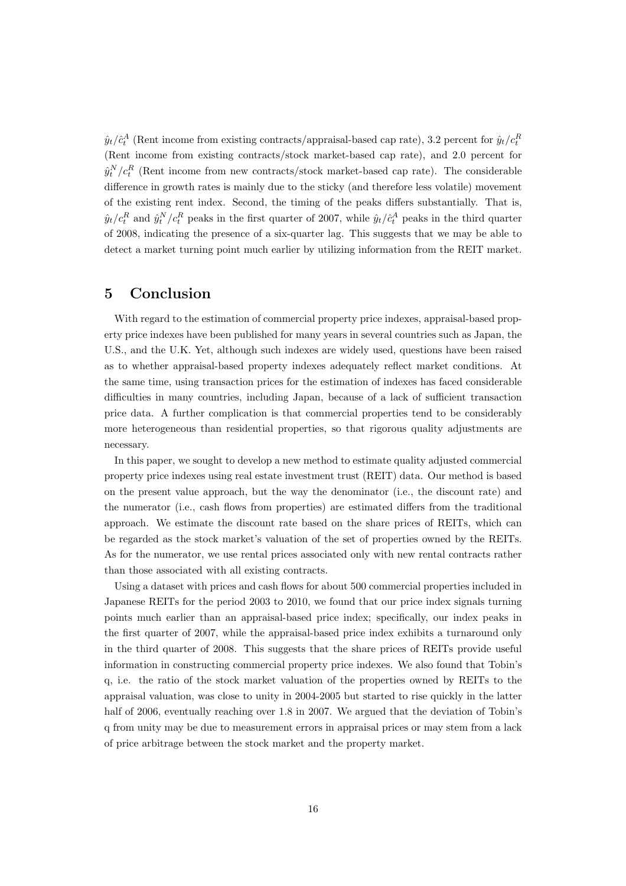$\hat{y}_t/\hat{c}_t^A$ (Rent income from existing contracts/appraisal-based cap rate), 3.2 percent for $\hat{y}_t/c_t^R$ (Rent income from existing contracts/stock market-based cap rate), and 2.0 percent for $\hat{y}_t^N/c_t^R$ (Rent income from new contracts/stock market-based cap rate). The considerable difference in growth rates is mainly due to the sticky (and therefore less volatile) movement of the existing rent index. Second, the timing of the peaks differs substantially. That is, $\hat{y}_t/c_t^R$ and $\hat{y}_t^N/c_t^R$ peaks in the first quarter of 2007, while $\hat{y}_t/\hat{c}_t^A$ peaks in the third quarter of 2008, indicating the presence of a six-quarter lag. This suggests that we may be able to detect a market turning point much earlier by utilizing information from the REIT market.

## 5 Conclusion

With regard to the estimation of commercial property price indexes, appraisal-based property price indexes have been published for many years in several countries such as Japan, the U.S., and the U.K. Yet, although such indexes are widely used, questions have been raised as to whether appraisal-based property indexes adequately reflect market conditions. At the same time, using transaction prices for the estimation of indexes has faced considerable difficulties in many countries, including Japan, because of a lack of sufficient transaction price data. A further complication is that commercial properties tend to be considerably more heterogeneous than residential properties, so that rigorous quality adjustments are necessary.

In this paper, we sought to develop a new method to estimate quality adjusted commercial property price indexes using real estate investment trust (REIT) data. Our method is based on the present value approach, but the way the denominator (i.e., the discount rate) and the numerator (i.e., cash flows from properties) are estimated differs from the traditional approach. We estimate the discount rate based on the share prices of REITs, which can be regarded as the stock market's valuation of the set of properties owned by the REITs. As for the numerator, we use rental prices associated only with new rental contracts rather than those associated with all existing contracts.

Using a dataset with prices and cash flows for about 500 commercial properties included in Japanese REITs for the period 2003 to 2010, we found that our price index signals turning points much earlier than an appraisal-based price index; specifically, our index peaks in the first quarter of 2007, while the appraisal-based price index exhibits a turnaround only in the third quarter of 2008. This suggests that the share prices of REITs provide useful information in constructing commercial property price indexes. We also found that Tobin's q, i.e. the ratio of the stock market valuation of the properties owned by REITs to the appraisal valuation, was close to unity in 2004-2005 but started to rise quickly in the latter half of 2006, eventually reaching over 1.8 in 2007. We argued that the deviation of Tobin's q from unity may be due to measurement errors in appraisal prices or may stem from a lack of price arbitrage between the stock market and the property market.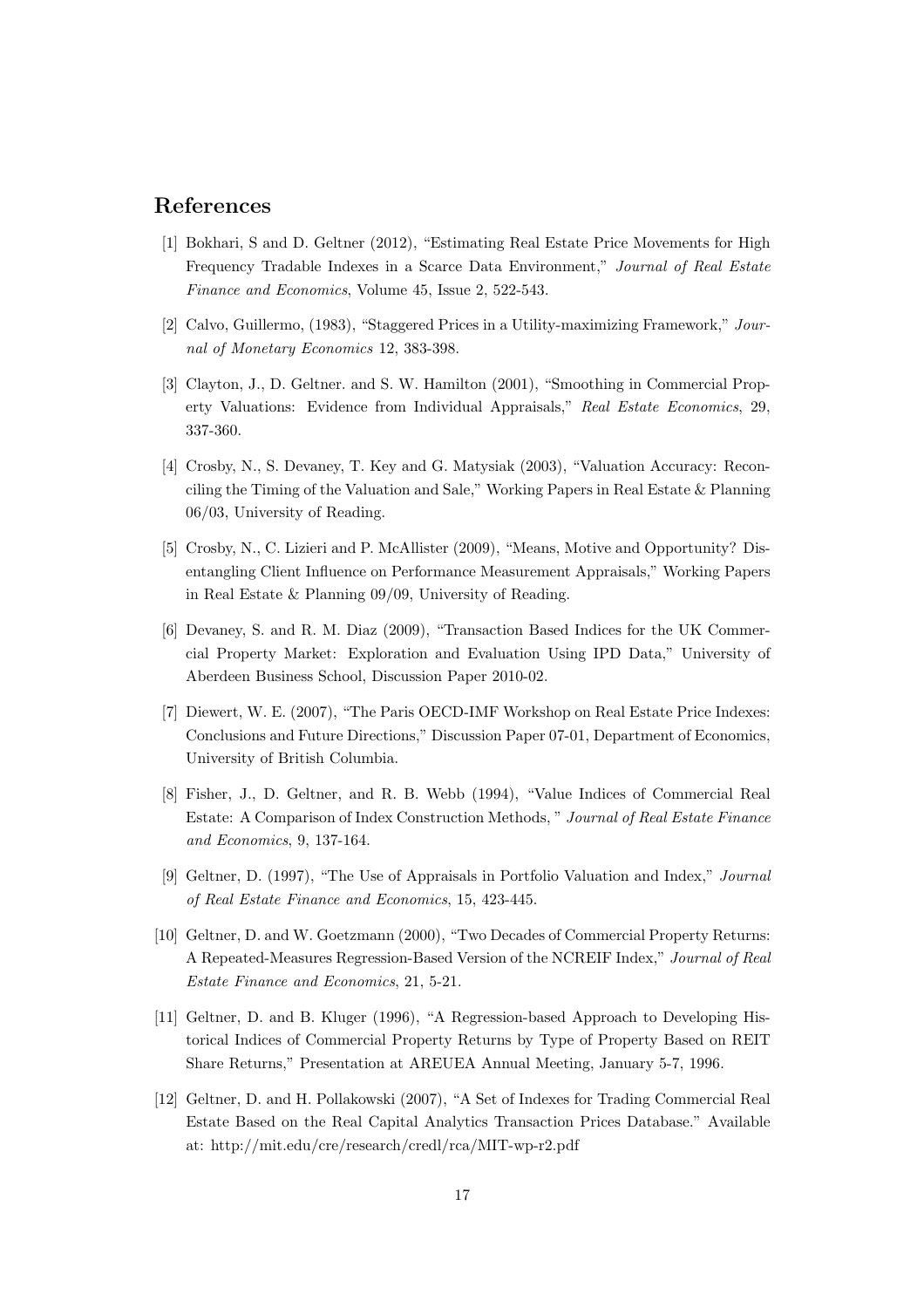## References

[1] Bokhari, S and D. Geltner (2012), "Estimating Real Estate Price Movements for High Frequency Tradable Indexes in a Scarce Data Environment," *Journal of Real Estate Finance and Economics*, Volume 45, Issue 2, 522-543.

[2] Calvo, Guillermo, (1983), "Staggered Prices in a Utility-maximizing Framework," *Journal of Monetary Economics* 12, 383-398.

[3] Clayton, J., D. Geltner. and S. W. Hamilton (2001), "Smoothing in Commercial Property Valuations: Evidence from Individual Appraisals," *Real Estate Economics*, 29, 337-360.

[4] Crosby, N., S. Devaney, T. Key and G. Matysiak (2003), "Valuation Accuracy: Reconciling the Timing of the Valuation and Sale," Working Papers in Real Estate & Planning 06/03, University of Reading.

[5] Crosby, N., C. Lizieri and P. McAllister (2009), "Means, Motive and Opportunity? Disentangling Client Influence on Performance Measurement Appraisals," Working Papers in Real Estate & Planning 09/09, University of Reading.

[6] Devaney, S. and R. M. Diaz (2009), "Transaction Based Indices for the UK Commercial Property Market: Exploration and Evaluation Using IPD Data," University of Aberdeen Business School, Discussion Paper 2010-02.

[7] Diewert, W. E. (2007), "The Paris OECD-IMF Workshop on Real Estate Price Indexes: Conclusions and Future Directions," Discussion Paper 07-01, Department of Economics, University of British Columbia.

[8] Fisher, J., D. Geltner, and R. B. Webb (1994), "Value Indices of Commercial Real Estate: A Comparison of Index Construction Methods, " *Journal of Real Estate Finance and Economics*, 9, 137-164.

[9] Geltner, D. (1997), "The Use of Appraisals in Portfolio Valuation and Index," *Journal of Real Estate Finance and Economics*, 15, 423-445.

[10] Geltner, D. and W. Goetzmann (2000), "Two Decades of Commercial Property Returns: A Repeated-Measures Regression-Based Version of the NCREIF Index," *Journal of Real Estate Finance and Economics*, 21, 5-21.

[11] Geltner, D. and B. Kluger (1996), "A Regression-based Approach to Developing Historical Indices of Commercial Property Returns by Type of Property Based on REIT Share Returns," Presentation at AREUEA Annual Meeting, January 5-7, 1996.

[12] Geltner, D. and H. Pollakowski (2007), "A Set of Indexes for Trading Commercial Real Estate Based on the Real Capital Analytics Transaction Prices Database." Available at: http://mit.edu/cre/research/credl/rca/MIT-wp-r2.pdf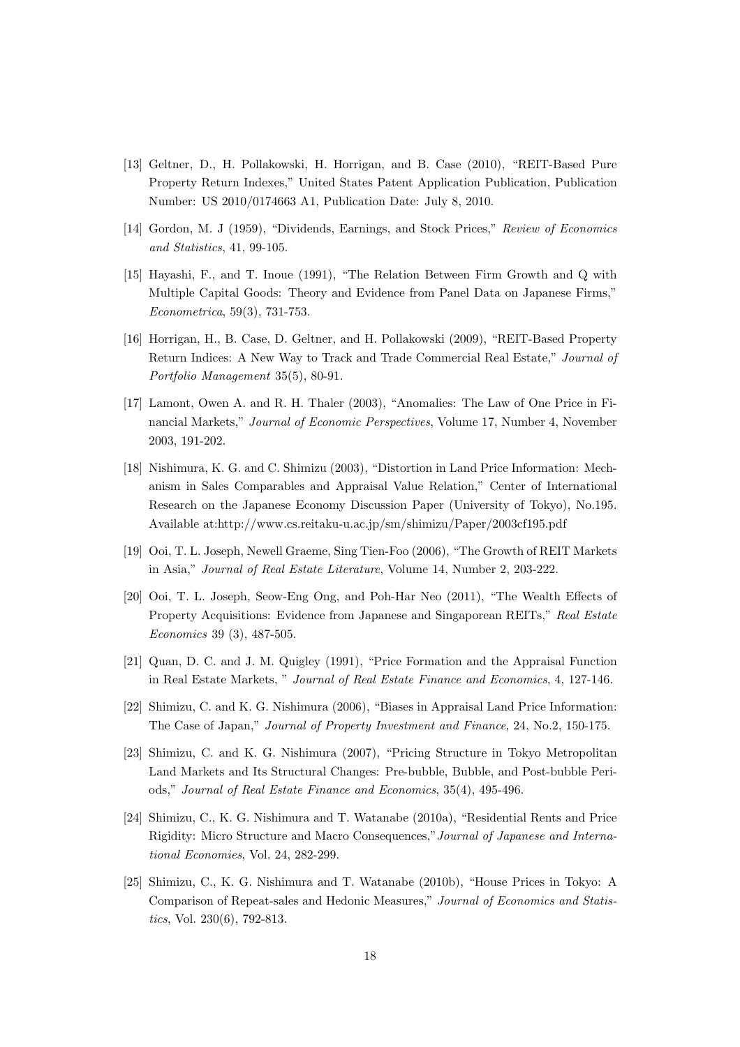[13] Geltner, D., H. Pollakowski, H. Horrigan, and B. Case (2010), "REIT-Based Pure Property Return Indexes," United States Patent Application Publication, Publication Number: US 2010/0174663 A1, Publication Date: July 8, 2010.

[14] Gordon, M. J (1959), "Dividends, Earnings, and Stock Prices," *Review of Economics and Statistics*, 41, 99-105.

[15] Hayashi, F., and T. Inoue (1991), "The Relation Between Firm Growth and Q with Multiple Capital Goods: Theory and Evidence from Panel Data on Japanese Firms," *Econometrica*, 59(3), 731-753.

[16] Horrigan, H., B. Case, D. Geltner, and H. Pollakowski (2009), "REIT-Based Property Return Indices: A New Way to Track and Trade Commercial Real Estate," *Journal of Portfolio Management* 35(5), 80-91.

[17] Lamont, Owen A. and R. H. Thaler (2003), "Anomalies: The Law of One Price in Financial Markets," *Journal of Economic Perspectives*, Volume 17, Number 4, November 2003, 191-202.

[18] Nishimura, K. G. and C. Shimizu (2003), "Distortion in Land Price Information: Mechanism in Sales Comparables and Appraisal Value Relation," Center of International Research on the Japanese Economy Discussion Paper (University of Tokyo), No.195. Available at:http://www.cs.reitaku-u.ac.jp/sm/shimizu/Paper/2003cf195.pdf

[19] Ooi, T. L. Joseph, Newell Graeme, Sing Tien-Foo (2006), "The Growth of REIT Markets in Asia," *Journal of Real Estate Literature*, Volume 14, Number 2, 203-222.

[20] Ooi, T. L. Joseph, Seow-Eng Ong, and Poh-Har Neo (2011), "The Wealth Effects of Property Acquisitions: Evidence from Japanese and Singaporean REITs," *Real Estate Economics* 39 (3), 487-505.

[21] Quan, D. C. and J. M. Quigley (1991), "Price Formation and the Appraisal Function in Real Estate Markets, " *Journal of Real Estate Finance and Economics*, 4, 127-146.

[22] Shimizu, C. and K. G. Nishimura (2006), "Biases in Appraisal Land Price Information: The Case of Japan," *Journal of Property Investment and Finance*, 24, No.2, 150-175.

[23] Shimizu, C. and K. G. Nishimura (2007), "Pricing Structure in Tokyo Metropolitan Land Markets and Its Structural Changes: Pre-bubble, Bubble, and Post-bubble Periods," *Journal of Real Estate Finance and Economics*, 35(4), 495-496.

[24] Shimizu, C., K. G. Nishimura and T. Watanabe (2010a), "Residential Rents and Price Rigidity: Micro Structure and Macro Consequences,"*Journal of Japanese and International Economies*, Vol. 24, 282-299.

[25] Shimizu, C., K. G. Nishimura and T. Watanabe (2010b), "House Prices in Tokyo: A Comparison of Repeat-sales and Hedonic Measures," *Journal of Economics and Statistics*, Vol. 230(6), 792-813.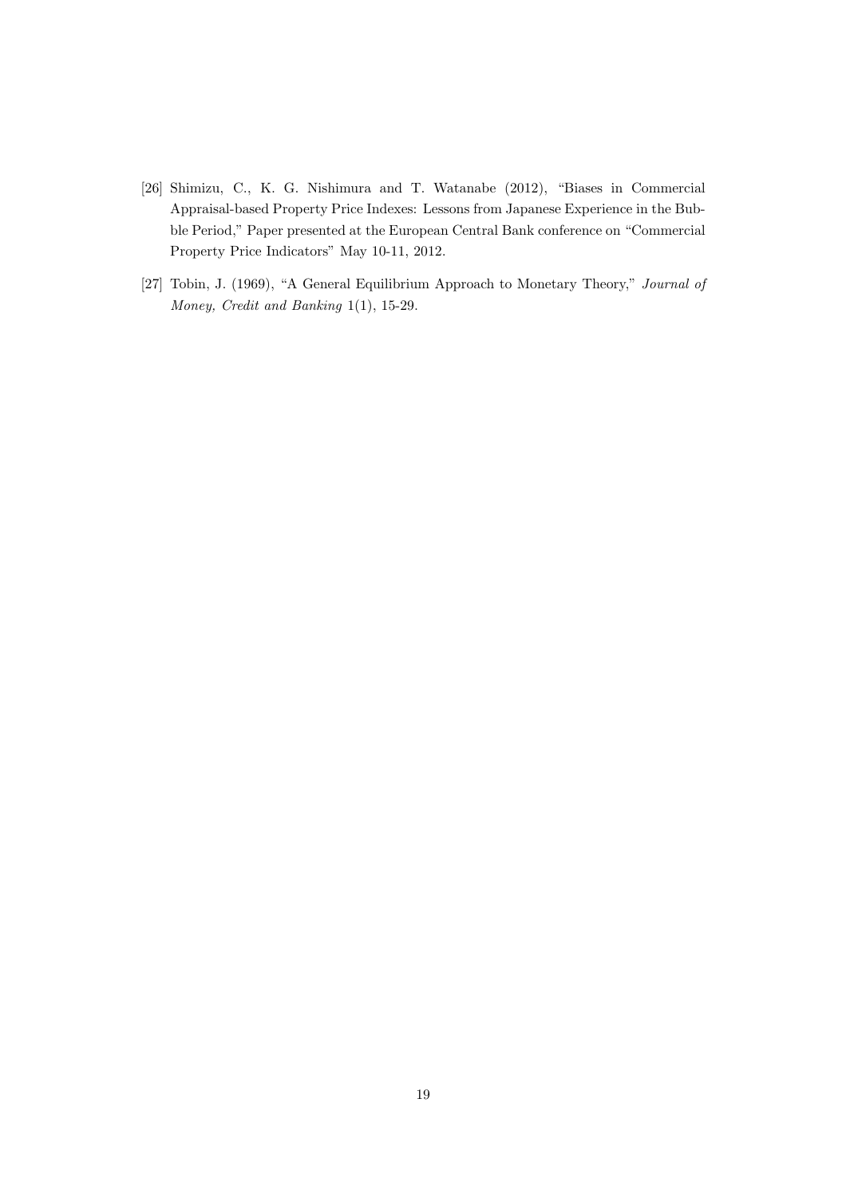[26] Shimizu, C., K. G. Nishimura and T. Watanabe (2012), "Biases in Commercial Appraisal-based Property Price Indexes: Lessons from Japanese Experience in the Bubble Period," Paper presented at the European Central Bank conference on "Commercial Property Price Indicators" May 10-11, 2012.

[27] Tobin, J. (1969), "A General Equilibrium Approach to Monetary Theory," *Journal of Money, Credit and Banking* 1(1), 15-29.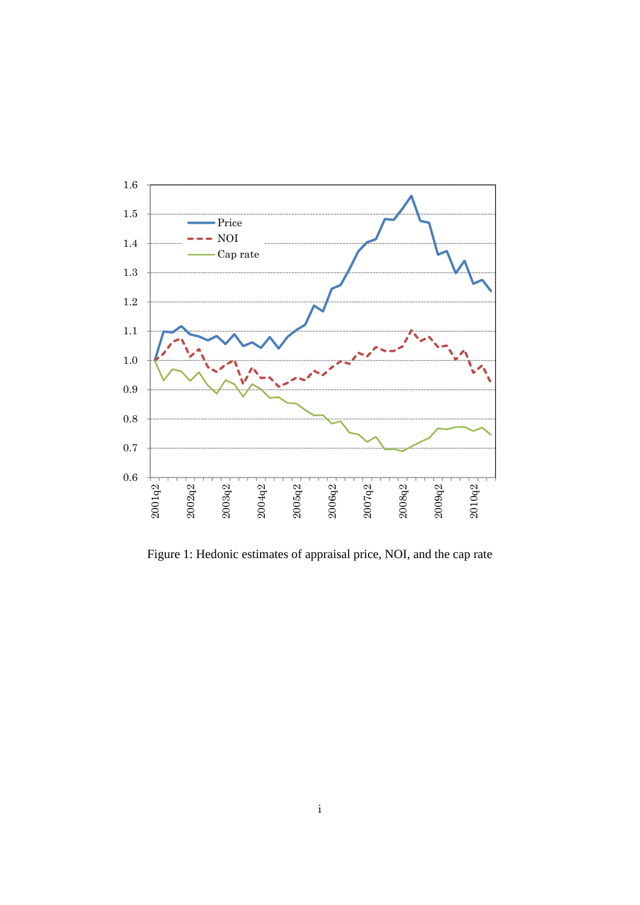Figure 1: Hedonic estimates of appraisal price, NOI, and the cap rate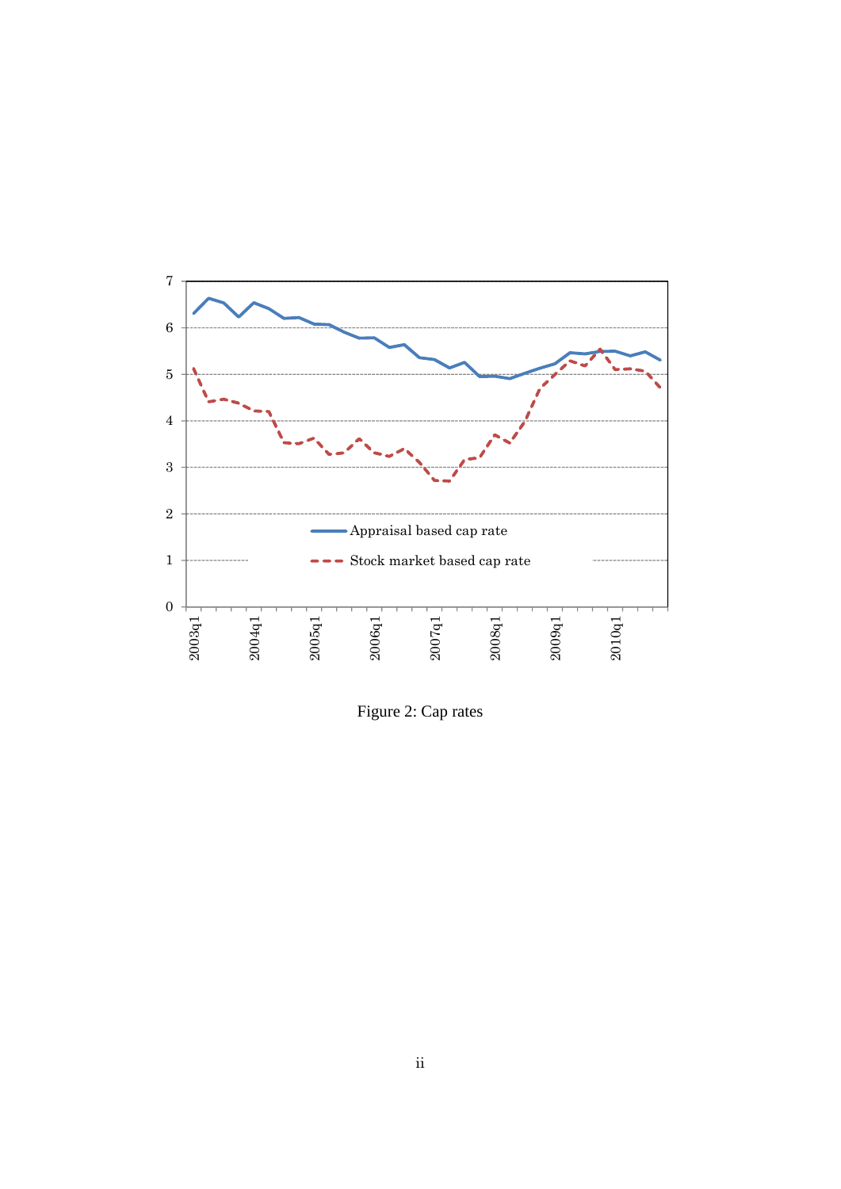Figure 2: Cap rates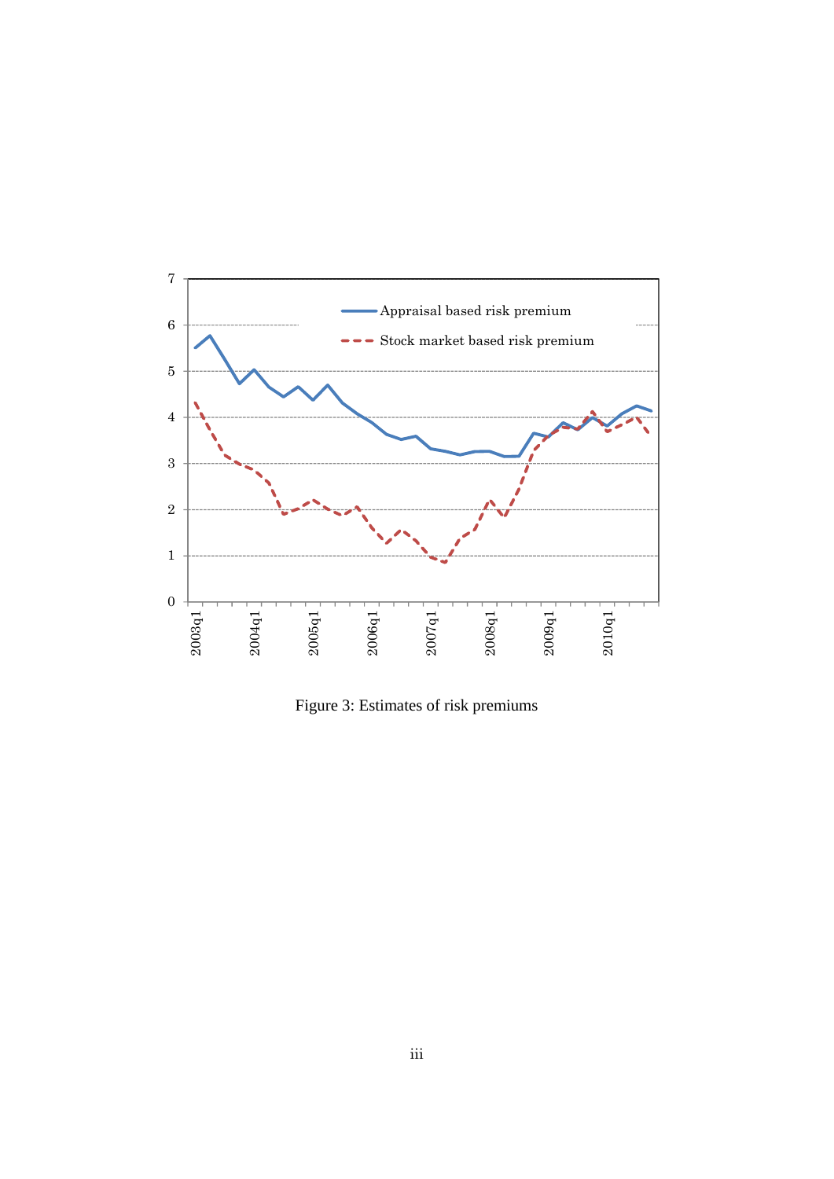Figure 3: Estimates of risk premiums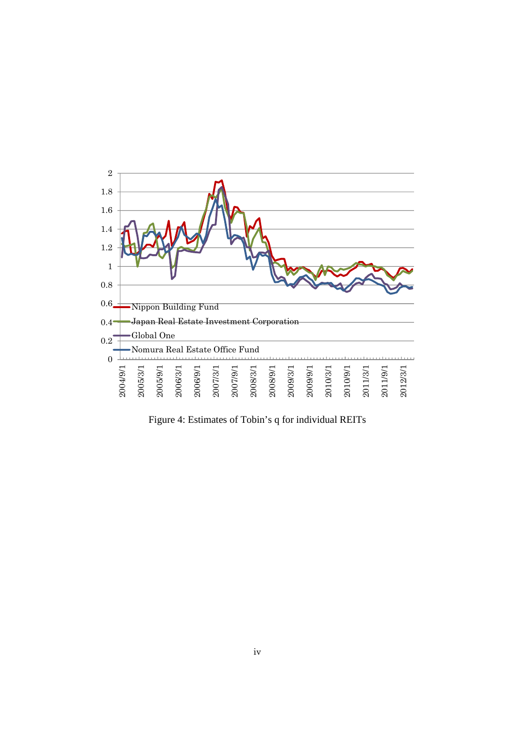Figure 4: Estimates of Tobin's q for individual REITs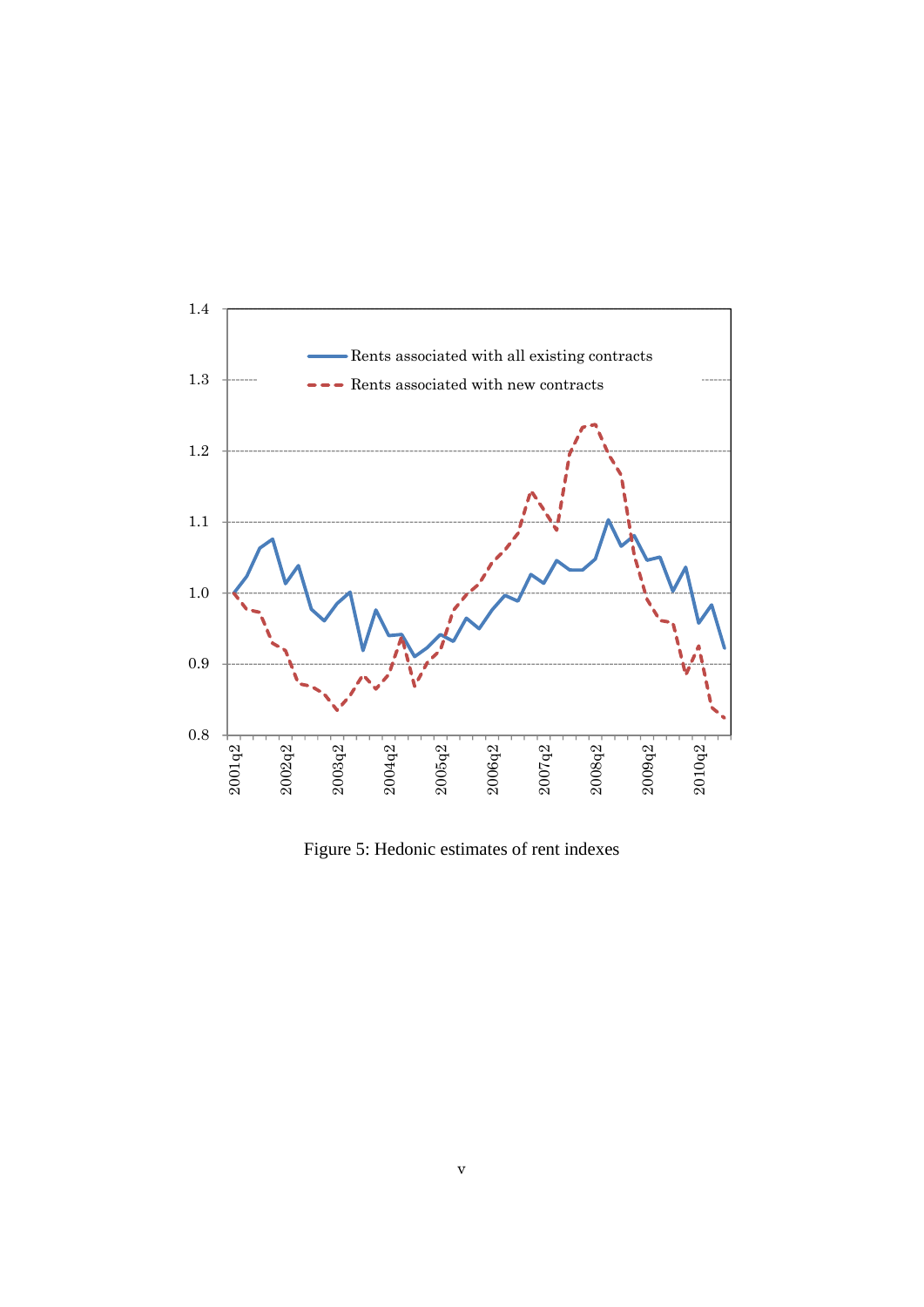Figure 5: Hedonic estimates of rent indexes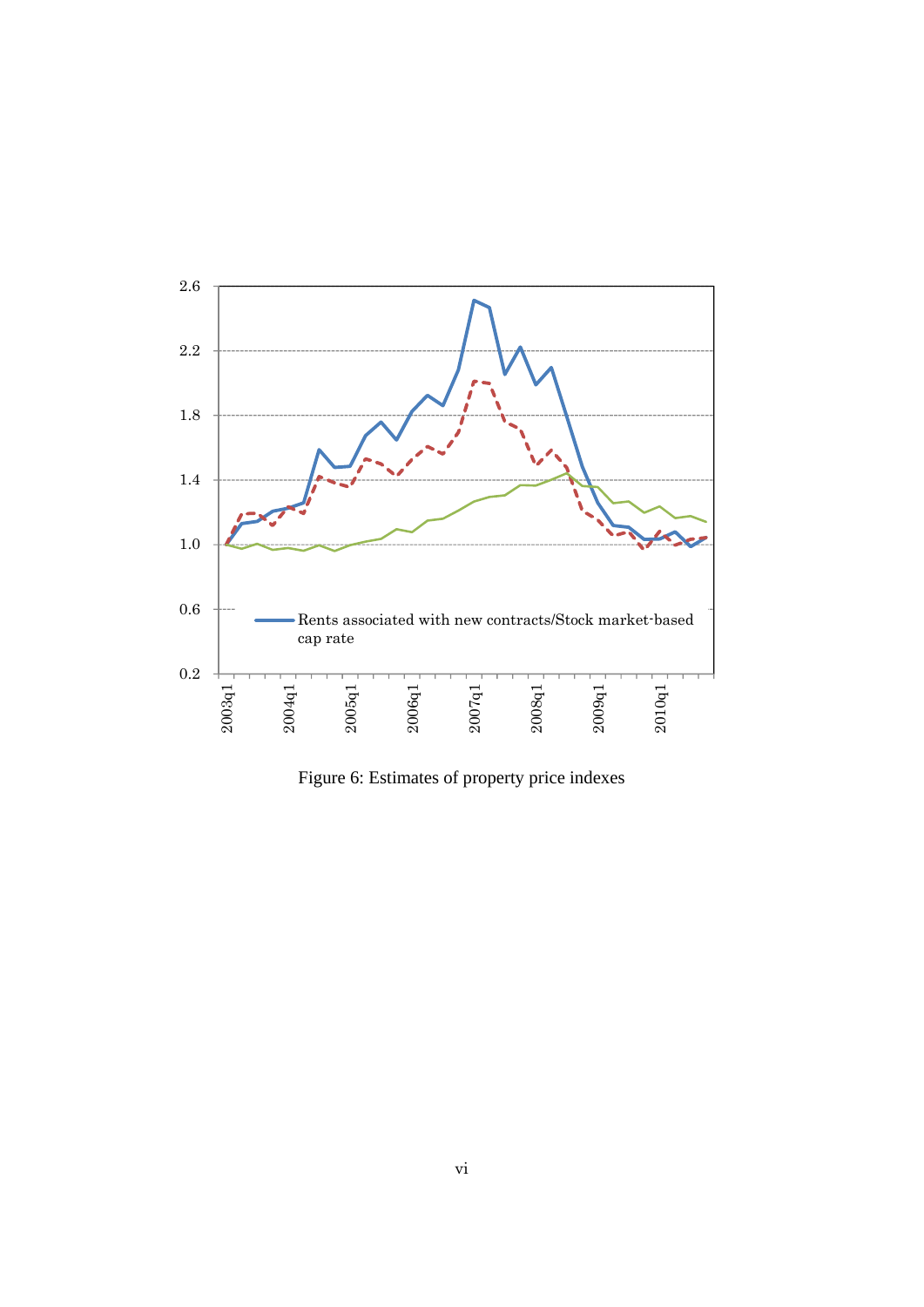2.6
2.2
1.8
1.4
1.0
0.6
0.2

Rents associated with new contracts/Stock market-based cap rate

2003q1
2004q1
2005q1
2006q1
2007q1
2008q1
2009q1
2010q1

Figure 6: Estimates of property price indexes